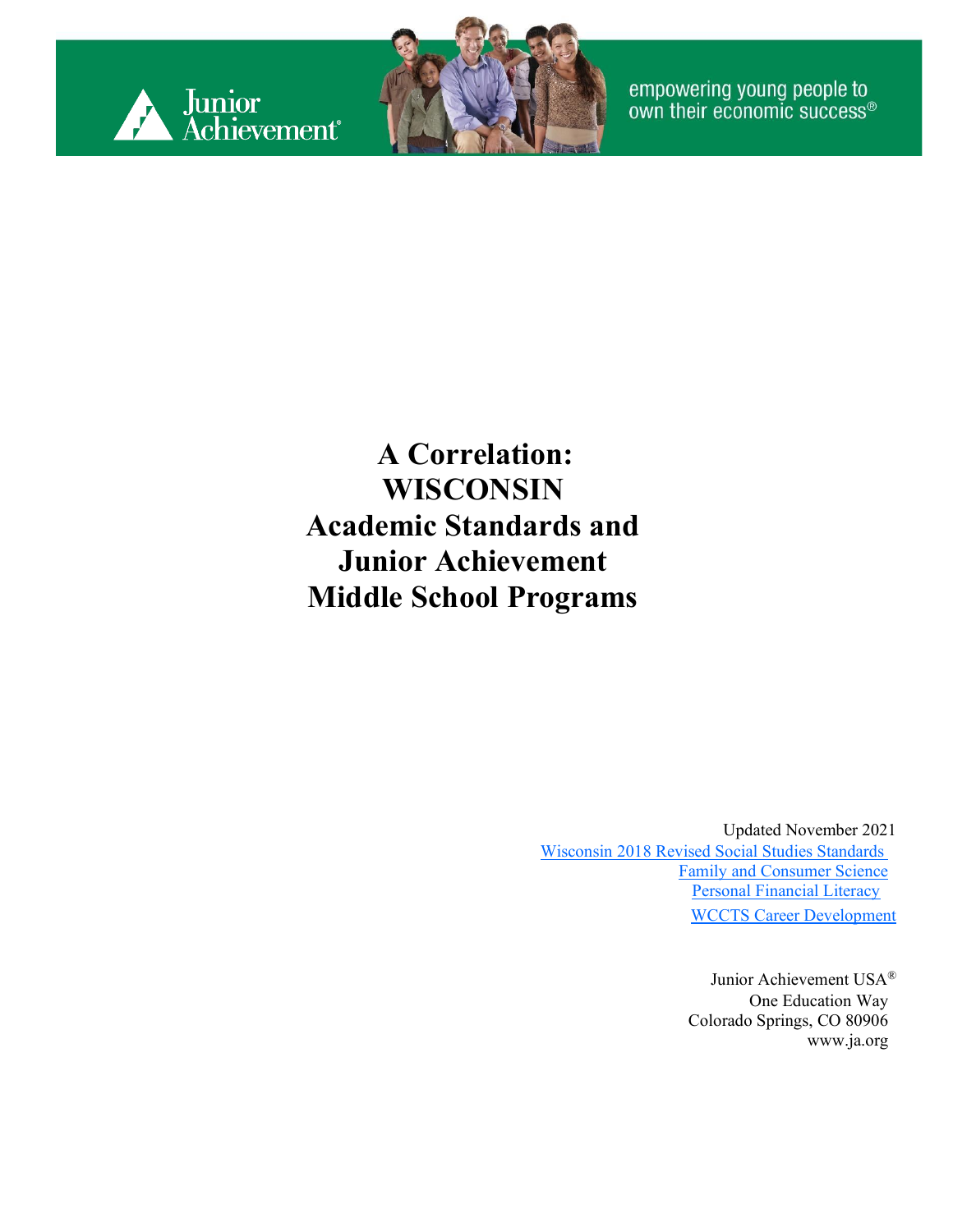Junior Achievement®

empowering young people to own their economic success®

# A Correlation: WISCONSIN Academic Standards and Junior Achievement Middle School Programs

Updated November 2021

Wisconsin 2018 Revised Social Studies Standards
Family and Consumer Science
Personal Financial Literacy
WCCTS Career Development

Junior Achievement USA®
One Education Way
Colorado Springs, CO 80906
www.ja.org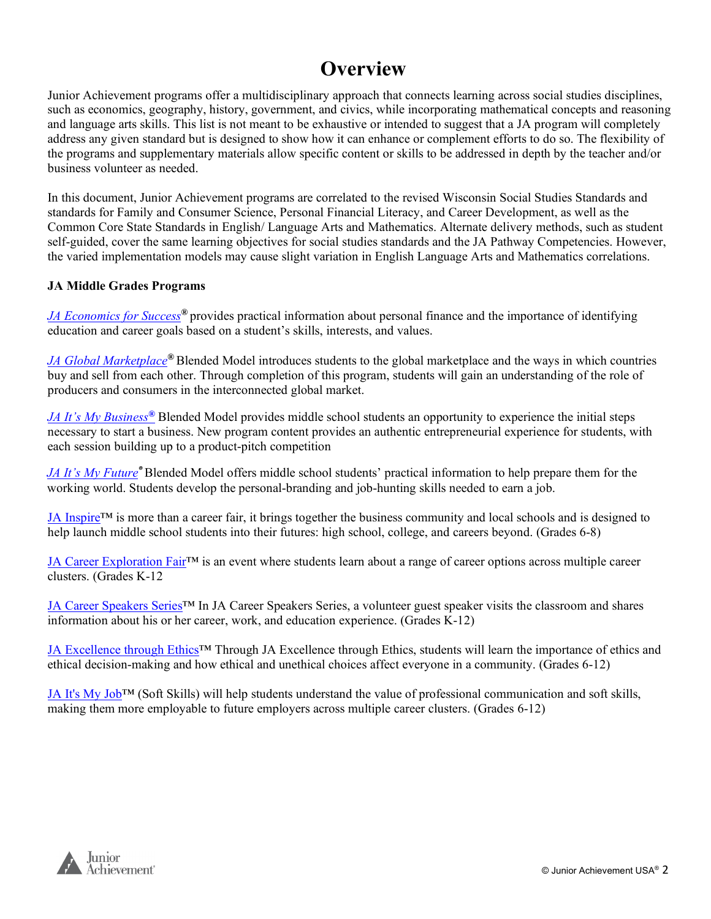# Overview

Junior Achievement programs offer a multidisciplinary approach that connects learning across social studies disciplines, such as economics, geography, history, government, and civics, while incorporating mathematical concepts and reasoning and language arts skills. This list is not meant to be exhaustive or intended to suggest that a JA program will completely address any given standard but is designed to show how it can enhance or complement efforts to do so. The flexibility of the programs and supplementary materials allow specific content or skills to be addressed in depth by the teacher and/or business volunteer as needed.

In this document, Junior Achievement programs are correlated to the revised Wisconsin Social Studies Standards and standards for Family and Consumer Science, Personal Financial Literacy, and Career Development, as well as the Common Core State Standards in English/ Language Arts and Mathematics. Alternate delivery methods, such as student self-guided, cover the same learning objectives for social studies standards and the JA Pathway Competencies. However, the varied implementation models may cause slight variation in English Language Arts and Mathematics correlations.

**JA Middle Grades Programs**

*JA Economics for Success*® provides practical information about personal finance and the importance of identifying education and career goals based on a student's skills, interests, and values.

*JA Global Marketplace*® Blended Model introduces students to the global marketplace and the ways in which countries buy and sell from each other. Through completion of this program, students will gain an understanding of the role of producers and consumers in the interconnected global market.

*JA It's My Business*® Blended Model provides middle school students an opportunity to experience the initial steps necessary to start a business. New program content provides an authentic entrepreneurial experience for students, with each session building up to a product-pitch competition

*JA It's My Future*® Blended Model offers middle school students' practical information to help prepare them for the working world. Students develop the personal-branding and job-hunting skills needed to earn a job.

JA Inspire™ is more than a career fair, it brings together the business community and local schools and is designed to help launch middle school students into their futures: high school, college, and careers beyond. (Grades 6-8)

JA Career Exploration Fair™ is an event where students learn about a range of career options across multiple career clusters. (Grades K-12

JA Career Speakers Series™ In JA Career Speakers Series, a volunteer guest speaker visits the classroom and shares information about his or her career, work, and education experience. (Grades K-12)

JA Excellence through Ethics™ Through JA Excellence through Ethics, students will learn the importance of ethics and ethical decision-making and how ethical and unethical choices affect everyone in a community. (Grades 6-12)

JA It's My Job™ (Soft Skills) will help students understand the value of professional communication and soft skills, making them more employable to future employers across multiple career clusters. (Grades 6-12)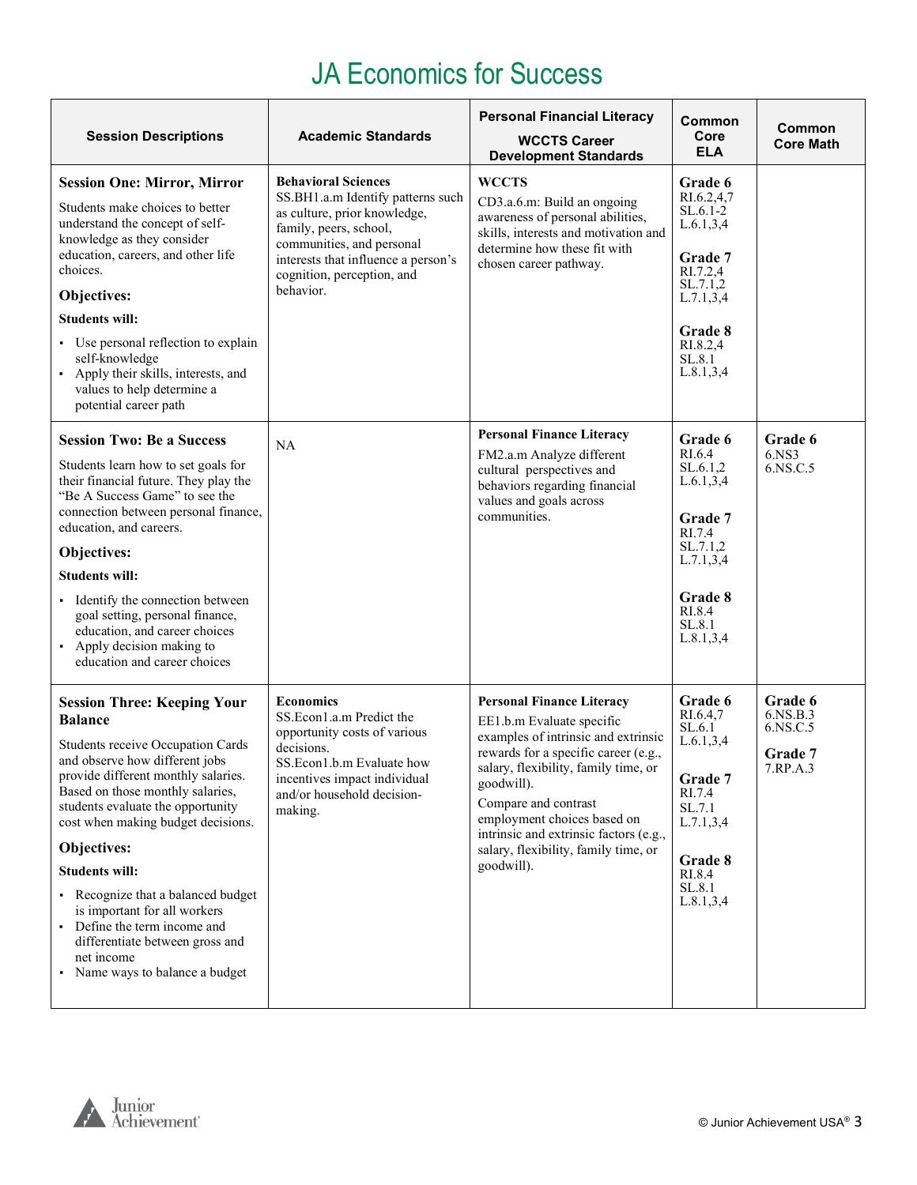# JA Economics for Success

| Session Descriptions | Academic Standards | Personal Financial Literacy<br>WCCTS Career Development Standards | Common Core ELA | Common Core Math |
|---|---|---|---|---|
| **Session One: Mirror, Mirror**<br>Students make choices to better understand the concept of self-knowledge as they consider education, careers, and other life choices.<br>**Objectives:**<br>**Students will:**<br>▪ Use personal reflection to explain self-knowledge<br>▪ Apply their skills, interests, and values to help determine a potential career path | **Behavioral Sciences**<br>SS.BH1.a.m Identify patterns such as culture, prior knowledge, family, peers, school, communities, and personal interests that influence a person's cognition, perception, and behavior. | **WCCTS**<br>CD3.a.6.m: Build an ongoing awareness of personal abilities, skills, interests and motivation and determine how these fit with chosen career pathway. | **Grade 6**<br>RI.6.2,4,7<br>SL.6.1-2<br>L.6.1,3,4<br><br>**Grade 7**<br>RI.7.2,4<br>SL.7.1,2<br>L.7.1,3,4<br><br>**Grade 8**<br>RI.8.2,4<br>SL.8.1<br>L.8.1,3,4 | |
| **Session Two: Be a Success**<br>Students learn how to set goals for their financial future. They play the "Be A Success Game" to see the connection between personal finance, education, and careers.<br>**Objectives:**<br>**Students will:**<br>▪ Identify the connection between goal setting, personal finance, education, and career choices<br>▪ Apply decision making to education and career choices | NA | **Personal Finance Literacy**<br>FM2.a.m Analyze different cultural perspectives and behaviors regarding financial values and goals across communities. | **Grade 6**<br>RI.6.4<br>SL.6.1,2<br>L.6.1,3,4<br><br>**Grade 7**<br>RI.7.4<br>SL.7.1,2<br>L.7.1,3,4<br><br>**Grade 8**<br>RI.8.4<br>SL.8.1<br>L.8.1,3,4 | **Grade 6**<br>6.NS3<br>6.NS.C.5 |
| **Session Three: Keeping Your Balance**<br>Students receive Occupation Cards and observe how different jobs provide different monthly salaries. Based on those monthly salaries, students evaluate the opportunity cost when making budget decisions.<br>**Objectives:**<br>**Students will:**<br>▪ Recognize that a balanced budget is important for all workers<br>▪ Define the term income and differentiate between gross and net income<br>▪ Name ways to balance a budget | **Economics**<br>SS.Econ1.a.m Predict the opportunity costs of various decisions.<br>SS.Econ1.b.m Evaluate how incentives impact individual and/or household decision-making. | **Personal Finance Literacy**<br>EE1.b.m Evaluate specific examples of intrinsic and extrinsic rewards for a specific career (e.g., salary, flexibility, family time, or goodwill).<br>Compare and contrast employment choices based on intrinsic and extrinsic factors (e.g., salary, flexibility, family time, or goodwill). | **Grade 6**<br>RI.6.4,7<br>SL.6.1<br>L.6.1,3,4<br><br>**Grade 7**<br>RI.7.4<br>SL.7.1<br>L.7.1,3,4<br><br>**Grade 8**<br>RI.8.4<br>SL.8.1<br>L.8.1,3,4 | **Grade 6**<br>6.NS.B.3<br>6.NS.C.5<br><br>**Grade 7**<br>7.RP.A.3 |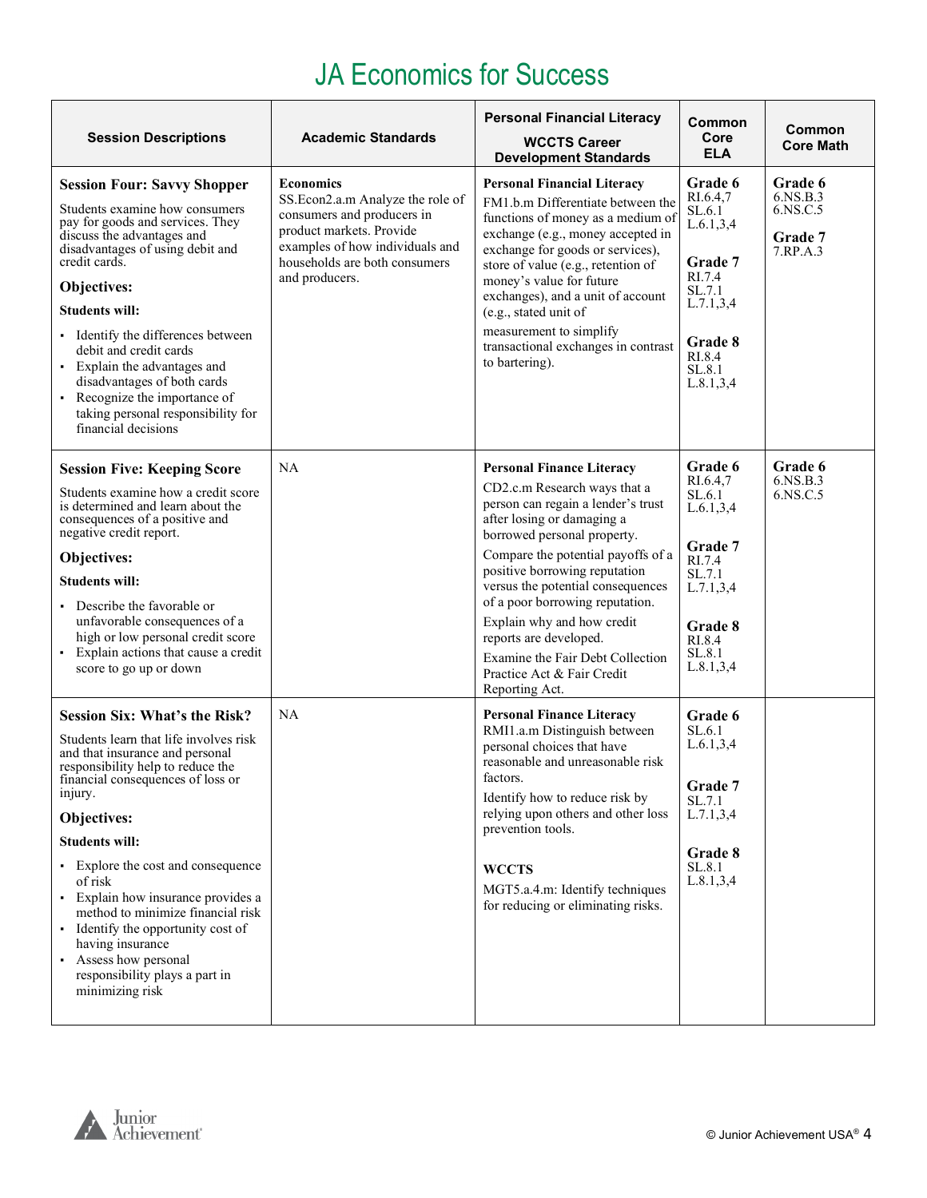# JA Economics for Success

| Session Descriptions | Academic Standards | Personal Financial Literacy<br>WCCTS Career Development Standards | Common Core ELA | Common Core Math |
|---|---|---|---|---|
| **Session Four: Savvy Shopper**<br>Students examine how consumers pay for goods and services. They discuss the advantages and disadvantages of using debit and credit cards.<br>**Objectives:**<br>**Students will:**<br>▪ Identify the differences between debit and credit cards<br>▪ Explain the advantages and disadvantages of both cards<br>▪ Recognize the importance of taking personal responsibility for financial decisions | **Economics**<br>SS.Econ2.a.m Analyze the role of consumers and producers in product markets. Provide examples of how individuals and households are both consumers and producers. | **Personal Financial Literacy**<br>FM1.b.m Differentiate between the functions of money as a medium of exchange (e.g., money accepted in exchange for goods or services), store of value (e.g., retention of money's value for future exchanges), and a unit of account (e.g., stated unit of measurement to simplify transactional exchanges in contrast to bartering). | **Grade 6**<br>RI.6.4,7<br>SL.6.1<br>L.6.1,3,4<br><br>**Grade 7**<br>RI.7.4<br>SL.7.1<br>L.7.1,3,4<br><br>**Grade 8**<br>RI.8.4<br>SL.8.1<br>L.8.1,3,4 | **Grade 6**<br>6.NS.B.3<br>6.NS.C.5<br><br>**Grade 7**<br>7.RP.A.3 |
| **Session Five: Keeping Score**<br>Students examine how a credit score is determined and learn about the consequences of a positive and negative credit report.<br>**Objectives:**<br>**Students will:**<br>▪ Describe the favorable or unfavorable consequences of a high or low personal credit score<br>▪ Explain actions that cause a credit score to go up or down | NA | **Personal Finance Literacy**<br>CD2.c.m Research ways that a person can regain a lender's trust after losing or damaging a borrowed personal property.<br>Compare the potential payoffs of a positive borrowing reputation versus the potential consequences of a poor borrowing reputation.<br>Explain why and how credit reports are developed.<br>Examine the Fair Debt Collection Practice Act & Fair Credit Reporting Act. | **Grade 6**<br>RI.6.4,7<br>SL.6.1<br>L.6.1,3,4<br><br>**Grade 7**<br>RI.7.4<br>SL.7.1<br>L.7.1,3,4<br><br>**Grade 8**<br>RI.8.4<br>SL.8.1<br>L.8.1,3,4 | **Grade 6**<br>6.NS.B.3<br>6.NS.C.5 |
| **Session Six: What's the Risk?**<br>Students learn that life involves risk and that insurance and personal responsibility help to reduce the financial consequences of loss or injury.<br>**Objectives:**<br>**Students will:**<br>▪ Explore the cost and consequence of risk<br>▪ Explain how insurance provides a method to minimize financial risk<br>▪ Identify the opportunity cost of having insurance<br>▪ Assess how personal responsibility plays a part in minimizing risk | NA | **Personal Finance Literacy**<br>RMI1.a.m Distinguish between personal choices that have reasonable and unreasonable risk factors.<br>Identify how to reduce risk by relying upon others and other loss prevention tools.<br><br>**WCCTS**<br>MGT5.a.4.m: Identify techniques for reducing or eliminating risks. | **Grade 6**<br>SL.6.1<br>L.6.1,3,4<br><br>**Grade 7**<br>SL.7.1<br>L.7.1,3,4<br><br>**Grade 8**<br>SL.8.1<br>L.8.1,3,4 | |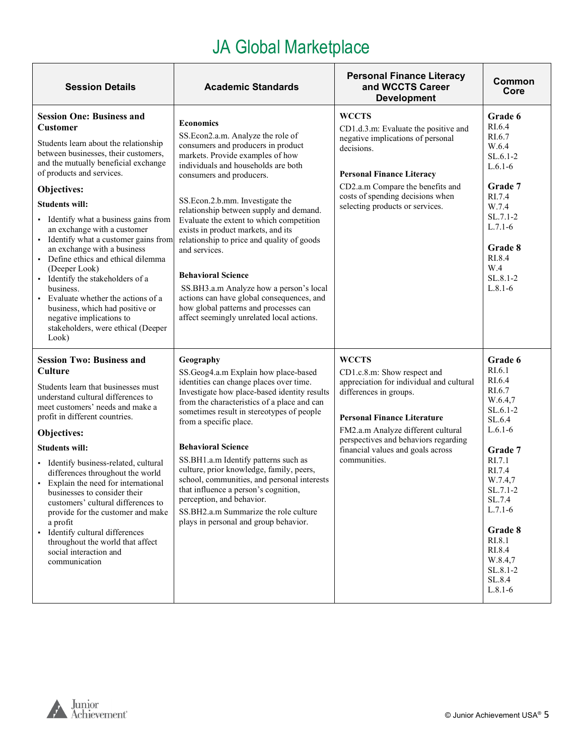# JA Global Marketplace

| Session Details | Academic Standards | Personal Finance Literacy and WCCTS Career Development | Common Core |
|---|---|---|---|
| **Session One: Business and Customer**<br><br>Students learn about the relationship between businesses, their customers, and the mutually beneficial exchange of products and services.<br><br>**Objectives:**<br><br>**Students will:**<br>▪ Identify what a business gains from an exchange with a customer<br>▪ Identify what a customer gains from an exchange with a business<br>▪ Define ethics and ethical dilemma (Deeper Look)<br>▪ Identify the stakeholders of a business.<br>▪ Evaluate whether the actions of a business, which had positive or negative implications to stakeholders, were ethical (Deeper Look) | **Economics**<br>SS.Econ2.a.m. Analyze the role of consumers and producers in product markets. Provide examples of how individuals and households are both consumers and producers.<br><br>SS.Econ.2.b.mm. Investigate the relationship between supply and demand. Evaluate the extent to which competition exists in product markets, and its relationship to price and quality of goods and services.<br><br>**Behavioral Science**<br>SS.BH3.a.m Analyze how a person's local actions can have global consequences, and how global patterns and processes can affect seemingly unrelated local actions. | **WCCTS**<br>CD1.d.3.m: Evaluate the positive and negative implications of personal decisions.<br><br>**Personal Finance Literacy**<br>CD2.a.m Compare the benefits and costs of spending decisions when selecting products or services. | **Grade 6**<br>RI.6.4<br>RI.6.7<br>W.6.4<br>SL.6.1-2<br>L.6.1-6<br><br>**Grade 7**<br>RI.7.4<br>W.7.4<br>SL.7.1-2<br>L.7.1-6<br><br>**Grade 8**<br>RI.8.4<br>W.4<br>SL.8.1-2<br>L.8.1-6 |
| **Session Two: Business and Culture**<br><br>Students learn that businesses must understand cultural differences to meet customers' needs and make a profit in different countries.<br><br>**Objectives:**<br><br>**Students will:**<br>▪ Identify business-related, cultural differences throughout the world<br>▪ Explain the need for international businesses to consider their customers' cultural differences to provide for the customer and make a profit<br>▪ Identify cultural differences throughout the world that affect social interaction and communication | **Geography**<br>SS.Geog4.a.m Explain how place-based identities can change places over time. Investigate how place-based identity results from the characteristics of a place and can sometimes result in stereotypes of people from a specific place.<br><br>**Behavioral Science**<br>SS.BH1.a.m Identify patterns such as culture, prior knowledge, family, peers, school, communities, and personal interests that influence a person's cognition, perception, and behavior.<br>SS.BH2.a.m Summarize the role culture plays in personal and group behavior. | **WCCTS**<br>CD1.c.8.m: Show respect and appreciation for individual and cultural differences in groups.<br><br>**Personal Finance Literature**<br>FM2.a.m Analyze different cultural perspectives and behaviors regarding financial values and goals across communities. | **Grade 6**<br>RI.6.1<br>RI.6.4<br>RI.6.7<br>W.6.4,7<br>SL.6.1-2<br>SL.6.4<br>L.6.1-6<br><br>**Grade 7**<br>RI.7.1<br>RI.7.4<br>W.7.4,7<br>SL.7.1-2<br>SL.7.4<br>L.7.1-6<br><br>**Grade 8**<br>RI.8.1<br>RI.8.4<br>W.8.4,7<br>SL.8.1-2<br>SL.8.4<br>L.8.1-6 |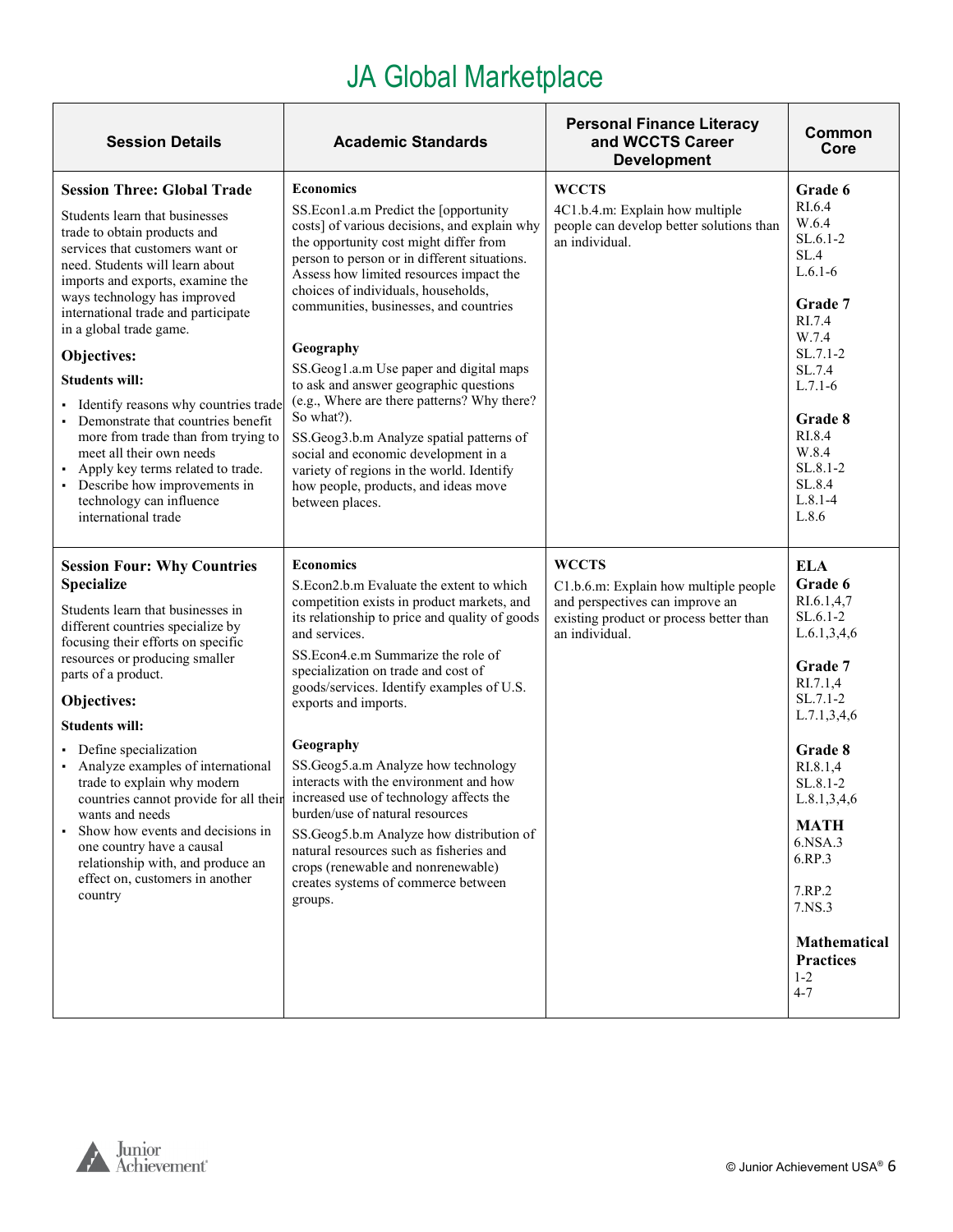# JA Global Marketplace

| Session Details | Academic Standards | Personal Finance Literacy and WCCTS Career Development | Common Core |
|---|---|---|---|
| **Session Three: Global Trade**<br><br>Students learn that businesses trade to obtain products and services that customers want or need. Students will learn about imports and exports, examine the ways technology has improved international trade and participate in a global trade game.<br><br>**Objectives:**<br><br>**Students will:**<br>▪ Identify reasons why countries trade<br>▪ Demonstrate that countries benefit more from trade than from trying to meet all their own needs<br>▪ Apply key terms related to trade.<br>▪ Describe how improvements in technology can influence international trade | **Economics**<br>SS.Econ1.a.m Predict the [opportunity costs] of various decisions, and explain why the opportunity cost might differ from person to person or in different situations. Assess how limited resources impact the choices of individuals, households, communities, businesses, and countries<br><br>**Geography**<br>SS.Geog1.a.m Use paper and digital maps to ask and answer geographic questions (e.g., Where are there patterns? Why there? So what?).<br>SS.Geog3.b.m Analyze spatial patterns of social and economic development in a variety of regions in the world. Identify how people, products, and ideas move between places. | **WCCTS**<br>4C1.b.4.m: Explain how multiple people can develop better solutions than an individual. | **Grade 6**<br>RI.6.4<br>W.6.4<br>SL.6.1-2<br>SL.4<br>L.6.1-6<br><br>**Grade 7**<br>RI.7.4<br>W.7.4<br>SL.7.1-2<br>SL.7.4<br>L.7.1-6<br><br>**Grade 8**<br>RI.8.4<br>W.8.4<br>SL.8.1-2<br>SL.8.4<br>L.8.1-4<br>L.8.6 |
| **Session Four: Why Countries Specialize**<br><br>Students learn that businesses in different countries specialize by focusing their efforts on specific resources or producing smaller parts of a product.<br><br>**Objectives:**<br><br>**Students will:**<br>▪ Define specialization<br>▪ Analyze examples of international trade to explain why modern countries cannot provide for all their wants and needs<br>▪ Show how events and decisions in one country have a causal relationship with, and produce an effect on, customers in another country | **Economics**<br>S.Econ2.b.m Evaluate the extent to which competition exists in product markets, and its relationship to price and quality of goods and services.<br>SS.Econ4.e.m Summarize the role of specialization on trade and cost of goods/services. Identify examples of U.S. exports and imports.<br><br>**Geography**<br>SS.Geog5.a.m Analyze how technology interacts with the environment and how increased use of technology affects the burden/use of natural resources<br>SS.Geog5.b.m Analyze how distribution of natural resources such as fisheries and crops (renewable and nonrenewable) creates systems of commerce between groups. | **WCCTS**<br>C1.b.6.m: Explain how multiple people and perspectives can improve an existing product or process better than an individual. | **ELA**<br>**Grade 6**<br>RI.6.1,4,7<br>SL.6.1-2<br>L.6.1,3,4,6<br><br>**Grade 7**<br>RI.7.1,4<br>SL.7.1-2<br>L.7.1,3,4,6<br><br>**Grade 8**<br>RI.8.1,4<br>SL.8.1-2<br>L.8.1,3,4,6<br><br>**MATH**<br>6.NSA.3<br>6.RP.3<br><br>7.RP.2<br>7.NS.3<br><br>**Mathematical Practices**<br>1-2<br>4-7 |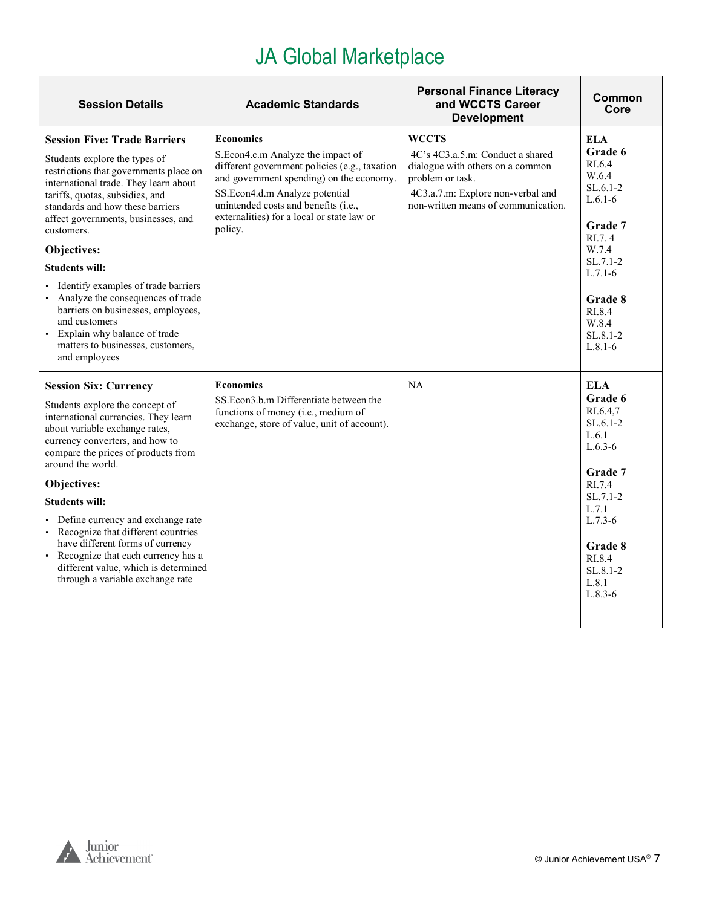# JA Global Marketplace

| Session Details | Academic Standards | Personal Finance Literacy and WCCTS Career Development | Common Core |
|---|---|---|---|
| **Session Five: Trade Barriers**<br><br>Students explore the types of restrictions that governments place on international trade. They learn about tariffs, quotas, subsidies, and standards and how these barriers affect governments, businesses, and customers.<br><br>**Objectives:**<br><br>**Students will:**<br><br>▪ Identify examples of trade barriers<br>▪ Analyze the consequences of trade barriers on businesses, employees, and customers<br>▪ Explain why balance of trade matters to businesses, customers, and employees | **Economics**<br>S.Econ4.c.m Analyze the impact of different government policies (e.g., taxation and government spending) on the economy.<br>SS.Econ4.d.m Analyze potential unintended costs and benefits (i.e., externalities) for a local or state law or policy. | **WCCTS**<br>4C's 4C3.a.5.m: Conduct a shared dialogue with others on a common problem or task.<br>4C3.a.7.m: Explore non-verbal and non-written means of communication. | **ELA**<br>**Grade 6**<br>RI.6.4<br>W.6.4<br>SL.6.1-2<br>L.6.1-6<br><br>**Grade 7**<br>RI.7. 4<br>W.7.4<br>SL.7.1-2<br>L.7.1-6<br><br>**Grade 8**<br>RI.8.4<br>W.8.4<br>SL.8.1-2<br>L.8.1-6 |
| **Session Six: Currency**<br><br>Students explore the concept of international currencies. They learn about variable exchange rates, currency converters, and how to compare the prices of products from around the world.<br><br>**Objectives:**<br><br>**Students will:**<br><br>▪ Define currency and exchange rate<br>▪ Recognize that different countries have different forms of currency<br>▪ Recognize that each currency has a different value, which is determined through a variable exchange rate | **Economics**<br>SS.Econ3.b.m Differentiate between the functions of money (i.e., medium of exchange, store of value, unit of account). | NA | **ELA**<br>**Grade 6**<br>RI.6.4,7<br>SL.6.1-2<br>L.6.1<br>L.6.3-6<br><br>**Grade 7**<br>RI.7.4<br>SL.7.1-2<br>L.7.1<br>L.7.3-6<br><br>**Grade 8**<br>RI.8.4<br>SL.8.1-2<br>L.8.1<br>L.8.3-6 |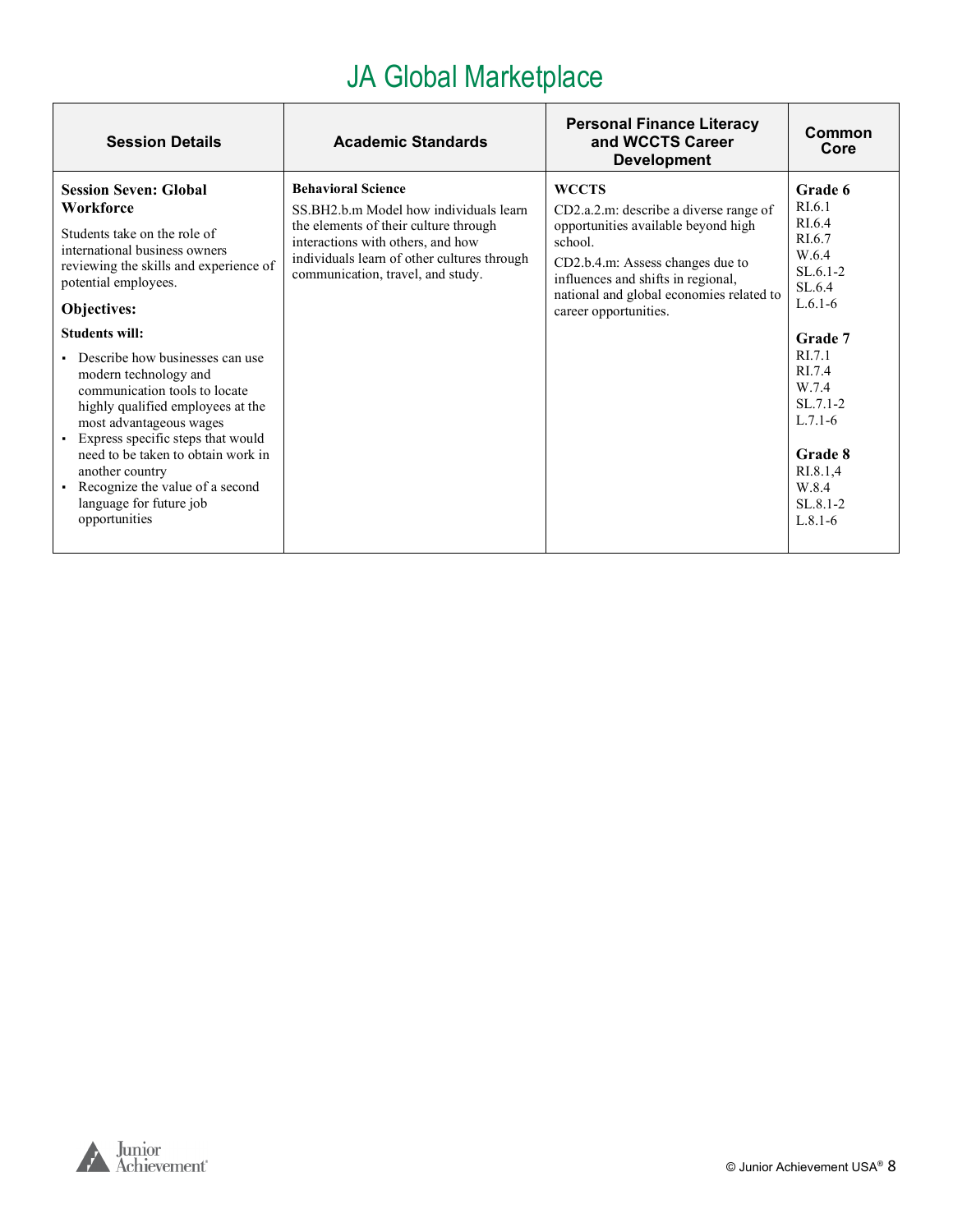# JA Global Marketplace

| Session Details | Academic Standards | Personal Finance Literacy and WCCTS Career Development | Common Core |
|---|---|---|---|
| **Session Seven: Global Workforce**<br><br>Students take on the role of international business owners reviewing the skills and experience of potential employees.<br><br>**Objectives:**<br><br>**Students will:**<br><br>▪ Describe how businesses can use modern technology and communication tools to locate highly qualified employees at the most advantageous wages<br>▪ Express specific steps that would need to be taken to obtain work in another country<br>▪ Recognize the value of a second language for future job opportunities | **Behavioral Science**<br>SS.BH2.b.m Model how individuals learn the elements of their culture through interactions with others, and how individuals learn of other cultures through communication, travel, and study. | **WCCTS**<br>CD2.a.2.m: describe a diverse range of opportunities available beyond high school.<br>CD2.b.4.m: Assess changes due to influences and shifts in regional, national and global economies related to career opportunities. | **Grade 6**<br>RI.6.1<br>RI.6.4<br>RI.6.7<br>W.6.4<br>SL.6.1-2<br>SL.6.4<br>L.6.1-6<br><br>**Grade 7**<br>RI.7.1<br>RI.7.4<br>W.7.4<br>SL.7.1-2<br>L.7.1-6<br><br>**Grade 8**<br>RI.8.1,4<br>W.8.4<br>SL.8.1-2<br>L.8.1-6 |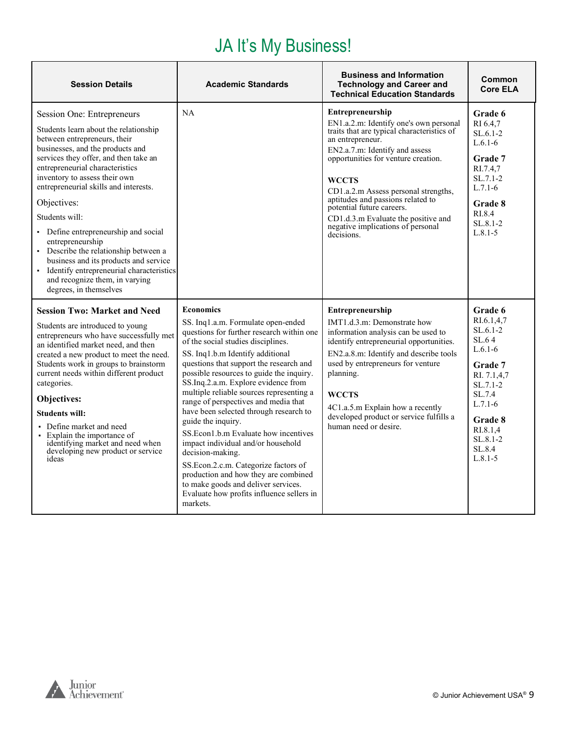# JA It's My Business!

| Session Details | Academic Standards | Business and Information Technology and Career and Technical Education Standards | Common Core ELA |
|---|---|---|---|
| Session One: Entrepreneurs<br><br>Students learn about the relationship between entrepreneurs, their businesses, and the products and services they offer, and then take an entrepreneurial characteristics inventory to assess their own entrepreneurial skills and interests.<br><br>Objectives:<br><br>Students will:<br>▪ Define entrepreneurship and social entrepreneurship<br>▪ Describe the relationship between a business and its products and service<br>▪ Identify entrepreneurial characteristics and recognize them, in varying degrees, in themselves | NA | **Entrepreneurship**<br>EN1.a.2.m: Identify one's own personal traits that are typical characteristics of an entrepreneur.<br>EN2.a.7.m: Identify and assess opportunities for venture creation.<br><br>**WCCTS**<br>CD1.a.2.m Assess personal strengths, aptitudes and passions related to potential future careers.<br>CD1.d.3.m Evaluate the positive and negative implications of personal decisions. | **Grade 6**<br>RI 6.4,7<br>SL.6.1-2<br>L.6.1-6<br><br>**Grade 7**<br>RI.7.4,7<br>SL.7.1-2<br>L.7.1-6<br><br>**Grade 8**<br>RI.8.4<br>SL.8.1-2<br>L.8.1-5 |
| **Session Two: Market and Need**<br><br>Students are introduced to young entrepreneurs who have successfully met an identified market need, and then created a new product to meet the need. Students work in groups to brainstorm current needs within different product categories.<br><br>**Objectives:**<br><br>**Students will:**<br>▪ Define market and need<br>▪ Explain the importance of identifying market and need when developing new product or service ideas | **Economics**<br>SS. Inq1.a.m. Formulate open-ended questions for further research within one of the social studies disciplines.<br>SS. Inq1.b.m Identify additional questions that support the research and possible resources to guide the inquiry.<br>SS.Inq.2.a.m. Explore evidence from multiple reliable sources representing a range of perspectives and media that have been selected through research to guide the inquiry.<br>SS.Econ1.b.m Evaluate how incentives impact individual and/or household decision-making.<br>SS.Econ.2.c.m. Categorize factors of production and how they are combined to make goods and deliver services. Evaluate how profits influence sellers in markets. | **Entrepreneurship**<br>IMT1.d.3.m: Demonstrate how information analysis can be used to identify entrepreneurial opportunities.<br>EN2.a.8.m: Identify and describe tools used by entrepreneurs for venture planning.<br><br>**WCCTS**<br>4C1.a.5.m Explain how a recently developed product or service fulfills a human need or desire. | **Grade 6**<br>RI.6.1,4,7<br>SL.6.1-2<br>SL.6 4<br>L.6.1-6<br><br>**Grade 7**<br>RI. 7.1,4,7<br>SL.7.1-2<br>SL.7.4<br>L.7.1-6<br><br>**Grade 8**<br>RI.8.1,4<br>SL.8.1-2<br>SL.8.4<br>L.8.1-5 |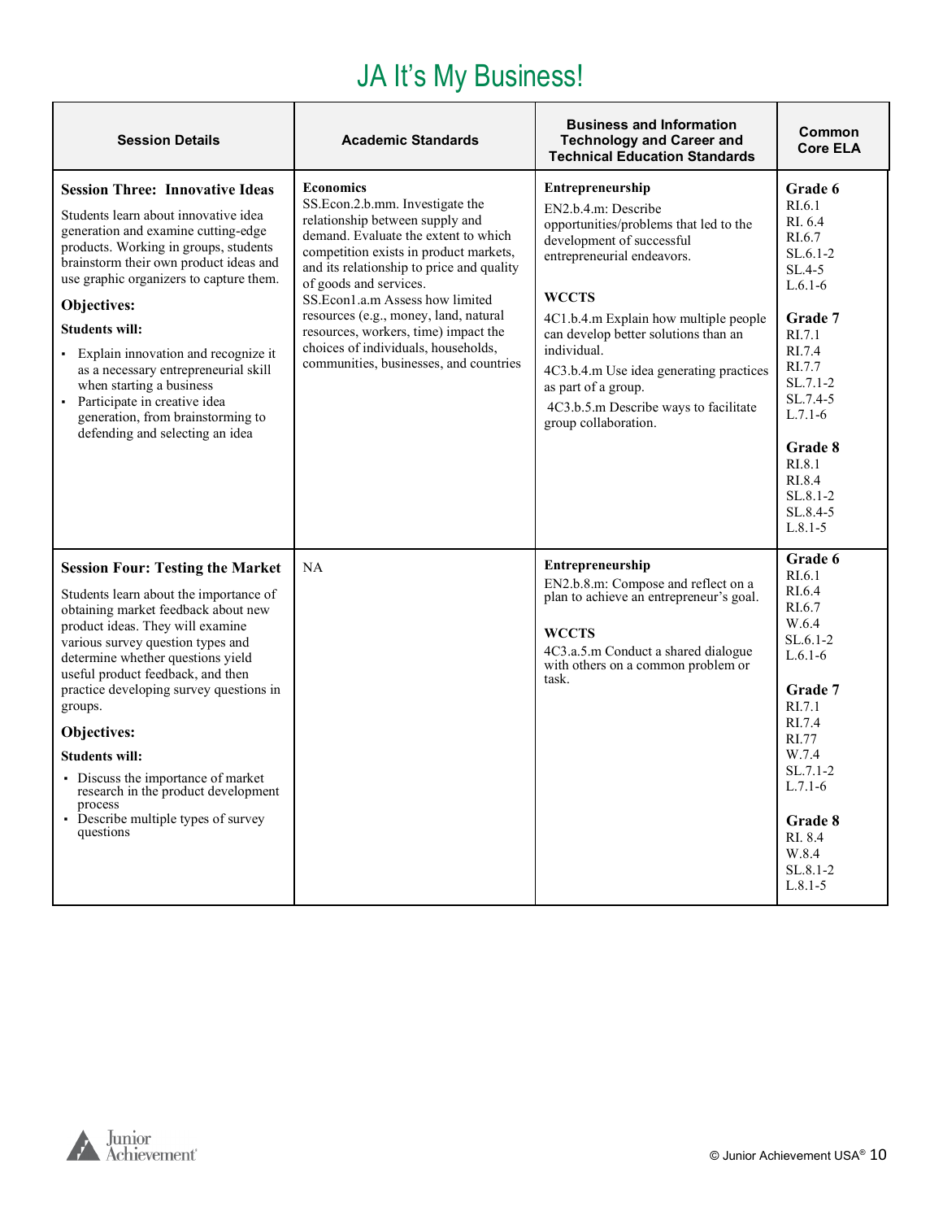# JA It's My Business!

| Session Details | Academic Standards | Business and Information Technology and Career and Technical Education Standards | Common Core ELA |
|---|---|---|---|
| **Session Three: Innovative Ideas**<br><br>Students learn about innovative idea generation and examine cutting-edge products. Working in groups, students brainstorm their own product ideas and use graphic organizers to capture them.<br><br>**Objectives:**<br><br>**Students will:**<br><br>▪ Explain innovation and recognize it as a necessary entrepreneurial skill when starting a business<br>▪ Participate in creative idea generation, from brainstorming to defending and selecting an idea | **Economics**<br>SS.Econ.2.b.mm. Investigate the relationship between supply and demand. Evaluate the extent to which competition exists in product markets, and its relationship to price and quality of goods and services.<br>SS.Econ1.a.m Assess how limited resources (e.g., money, land, natural resources, workers, time) impact the choices of individuals, households, communities, businesses, and countries | **Entrepreneurship**<br>EN2.b.4.m: Describe opportunities/problems that led to the development of successful entrepreneurial endeavors.<br><br>**WCCTS**<br>4C1.b.4.m Explain how multiple people can develop better solutions than an individual.<br>4C3.b.4.m Use idea generating practices as part of a group.<br>4C3.b.5.m Describe ways to facilitate group collaboration. | **Grade 6**<br>RI.6.1<br>RI. 6.4<br>RI.6.7<br>SL.6.1-2<br>SL.4-5<br>L.6.1-6<br><br>**Grade 7**<br>RI.7.1<br>RI.7.4<br>RI.7.7<br>SL.7.1-2<br>SL.7.4-5<br>L.7.1-6<br><br>**Grade 8**<br>RI.8.1<br>RI.8.4<br>SL.8.1-2<br>SL.8.4-5<br>L.8.1-5 |
| **Session Four: Testing the Market**<br><br>Students learn about the importance of obtaining market feedback about new product ideas. They will examine various survey question types and determine whether questions yield useful product feedback, and then practice developing survey questions in groups.<br><br>**Objectives:**<br><br>**Students will:**<br><br>▪ Discuss the importance of market research in the product development process<br>▪ Describe multiple types of survey questions | NA | **Entrepreneurship**<br>EN2.b.8.m: Compose and reflect on a plan to achieve an entrepreneur's goal.<br><br>**WCCTS**<br>4C3.a.5.m Conduct a shared dialogue with others on a common problem or task. | **Grade 6**<br>RI.6.1<br>RI.6.4<br>RI.6.7<br>W.6.4<br>SL.6.1-2<br>L.6.1-6<br><br>**Grade 7**<br>RI.7.1<br>RI.7.4<br>RI.77<br>W.7.4<br>SL.7.1-2<br>L.7.1-6<br><br>**Grade 8**<br>RI. 8.4<br>W.8.4<br>SL.8.1-2<br>L.8.1-5 |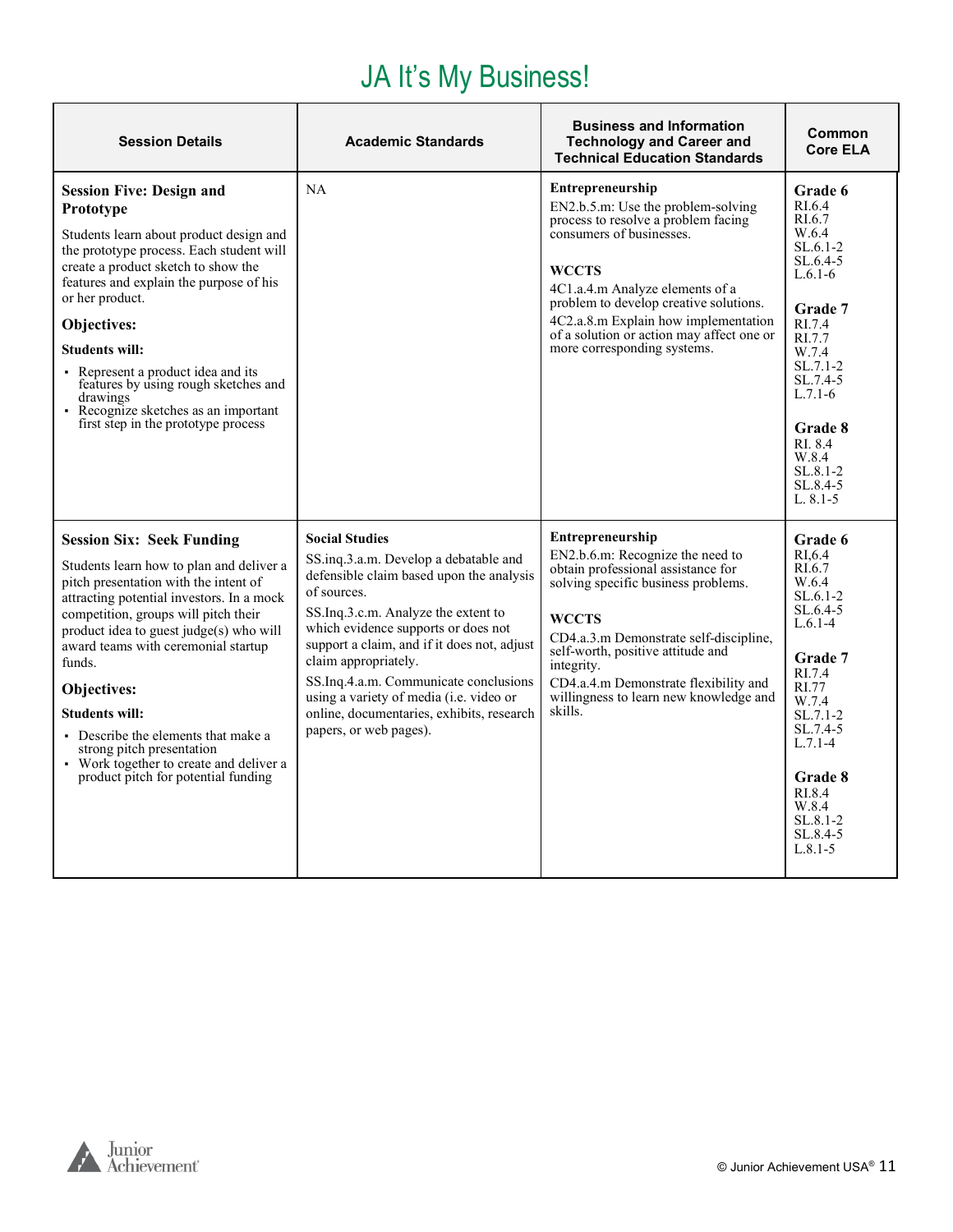# JA It's My Business!

| Session Details | Academic Standards | Business and Information Technology and Career and Technical Education Standards | Common Core ELA |
|---|---|---|---|
| **Session Five: Design and Prototype**<br>Students learn about product design and the prototype process. Each student will create a product sketch to show the features and explain the purpose of his or her product.<br>**Objectives:**<br>**Students will:**<br>▪ Represent a product idea and its features by using rough sketches and drawings<br>▪ Recognize sketches as an important first step in the prototype process | NA | **Entrepreneurship**<br>EN2.b.5.m: Use the problem-solving process to resolve a problem facing consumers of businesses.<br><br>**WCCTS**<br>4C1.a.4.m Analyze elements of a problem to develop creative solutions.<br>4C2.a.8.m Explain how implementation of a solution or action may affect one or more corresponding systems. | **Grade 6**<br>RI.6.4<br>RI.6.7<br>W.6.4<br>SL.6.1-2<br>SL.6.4-5<br>L.6.1-6<br><br>**Grade 7**<br>RI.7.4<br>RI.7.7<br>W.7.4<br>SL.7.1-2<br>SL.7.4-5<br>L.7.1-6<br><br>**Grade 8**<br>RI. 8.4<br>W.8.4<br>SL.8.1-2<br>SL.8.4-5<br>L. 8.1-5 |
| **Session Six: Seek Funding**<br>Students learn how to plan and deliver a pitch presentation with the intent of attracting potential investors. In a mock competition, groups will pitch their product idea to guest judge(s) who will award teams with ceremonial startup funds.<br>**Objectives:**<br>**Students will:**<br>▪ Describe the elements that make a strong pitch presentation<br>▪ Work together to create and deliver a product pitch for potential funding | **Social Studies**<br>SS.inq.3.a.m. Develop a debatable and defensible claim based upon the analysis of sources.<br>SS.Inq.3.c.m. Analyze the extent to which evidence supports or does not support a claim, and if it does not, adjust claim appropriately.<br>SS.Inq.4.a.m. Communicate conclusions using a variety of media (i.e. video or online, documentaries, exhibits, research papers, or web pages). | **Entrepreneurship**<br>EN2.b.6.m: Recognize the need to obtain professional assistance for solving specific business problems.<br><br>**WCCTS**<br>CD4.a.3.m Demonstrate self-discipline, self-worth, positive attitude and integrity.<br>CD4.a.4.m Demonstrate flexibility and willingness to learn new knowledge and skills. | **Grade 6**<br>RI,6.4<br>RI.6.7<br>W.6.4<br>SL.6.1-2<br>SL.6.4-5<br>L.6.1-4<br><br>**Grade 7**<br>RI.7.4<br>RI.77<br>W.7.4<br>SL.7.1-2<br>SL.7.4-5<br>L.7.1-4<br><br>**Grade 8**<br>RI.8.4<br>W.8.4<br>SL.8.1-2<br>SL.8.4-5<br>L.8.1-5 |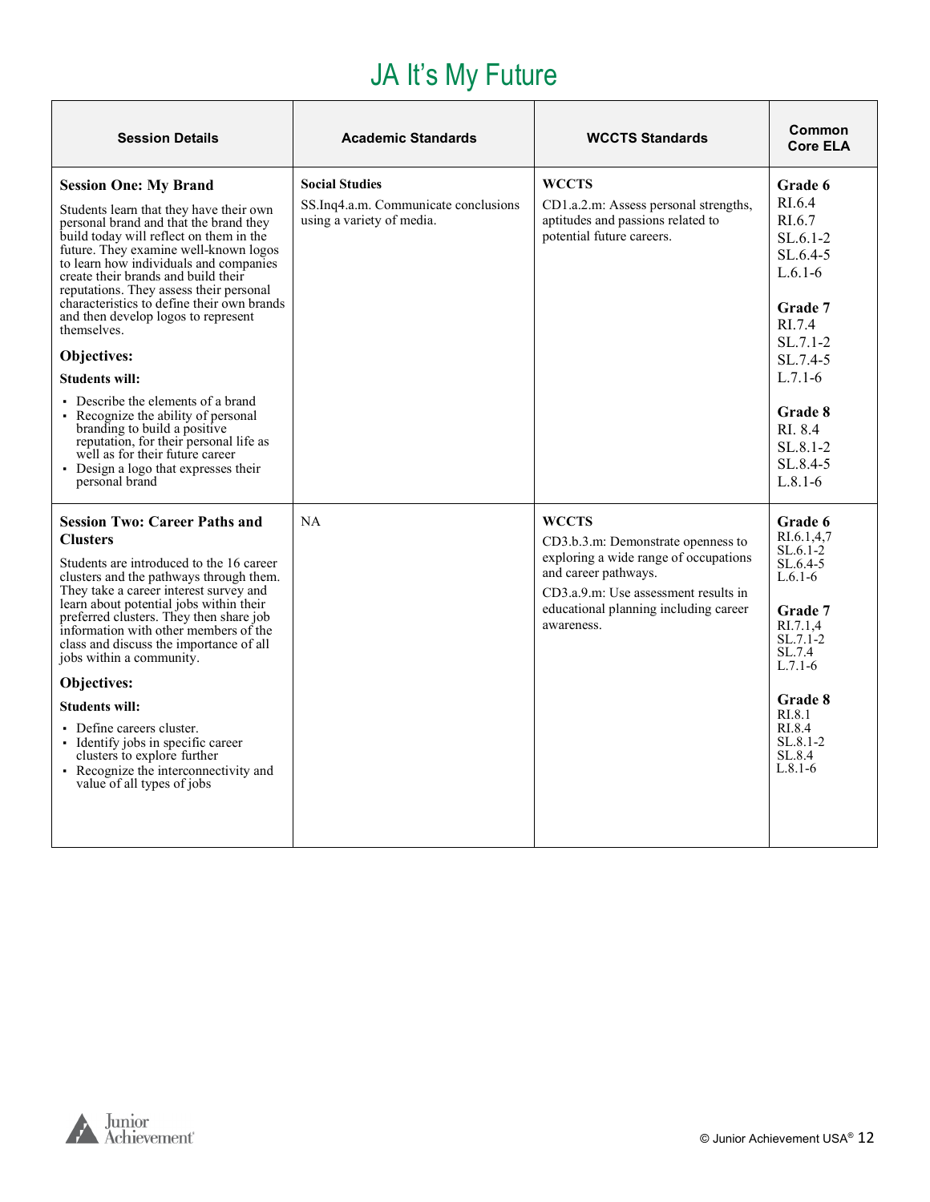# JA It's My Future

| Session Details | Academic Standards | WCCTS Standards | Common Core ELA |
|---|---|---|---|
| **Session One: My Brand**<br><br>Students learn that they have their own personal brand and that the brand they build today will reflect on them in the future. They examine well-known logos to learn how individuals and companies create their brands and build their reputations. They assess their personal characteristics to define their own brands and then develop logos to represent themselves.<br><br>**Objectives:**<br><br>**Students will:**<br>▪ Describe the elements of a brand<br>▪ Recognize the ability of personal branding to build a positive reputation, for their personal life as well as for their future career<br>▪ Design a logo that expresses their personal brand | **Social Studies**<br><br>SS.Inq4.a.m. Communicate conclusions using a variety of media. | **WCCTS**<br><br>CD1.a.2.m: Assess personal strengths, aptitudes and passions related to potential future careers. | **Grade 6**<br>RI.6.4<br>RI.6.7<br>SL.6.1-2<br>SL.6.4-5<br>L.6.1-6<br><br>**Grade 7**<br>RI.7.4<br>SL.7.1-2<br>SL.7.4-5<br>L.7.1-6<br><br>**Grade 8**<br>RI. 8.4<br>SL.8.1-2<br>SL.8.4-5<br>L.8.1-6 |
| **Session Two: Career Paths and Clusters**<br><br>Students are introduced to the 16 career clusters and the pathways through them. They take a career interest survey and learn about potential jobs within their preferred clusters. They then share job information with other members of the class and discuss the importance of all jobs within a community.<br><br>**Objectives:**<br><br>**Students will:**<br>▪ Define careers cluster.<br>▪ Identify jobs in specific career clusters to explore further<br>▪ Recognize the interconnectivity and value of all types of jobs | NA | **WCCTS**<br><br>CD3.b.3.m: Demonstrate openness to exploring a wide range of occupations and career pathways.<br><br>CD3.a.9.m: Use assessment results in educational planning including career awareness. | **Grade 6**<br>RI.6.1,4,7<br>SL.6.1-2<br>SL.6.4-5<br>L.6.1-6<br><br>**Grade 7**<br>RI.7.1,4<br>SL.7.1-2<br>SL.7.4<br>L.7.1-6<br><br>**Grade 8**<br>RI.8.1<br>RI.8.4<br>SL.8.1-2<br>SL.8.4<br>L.8.1-6 |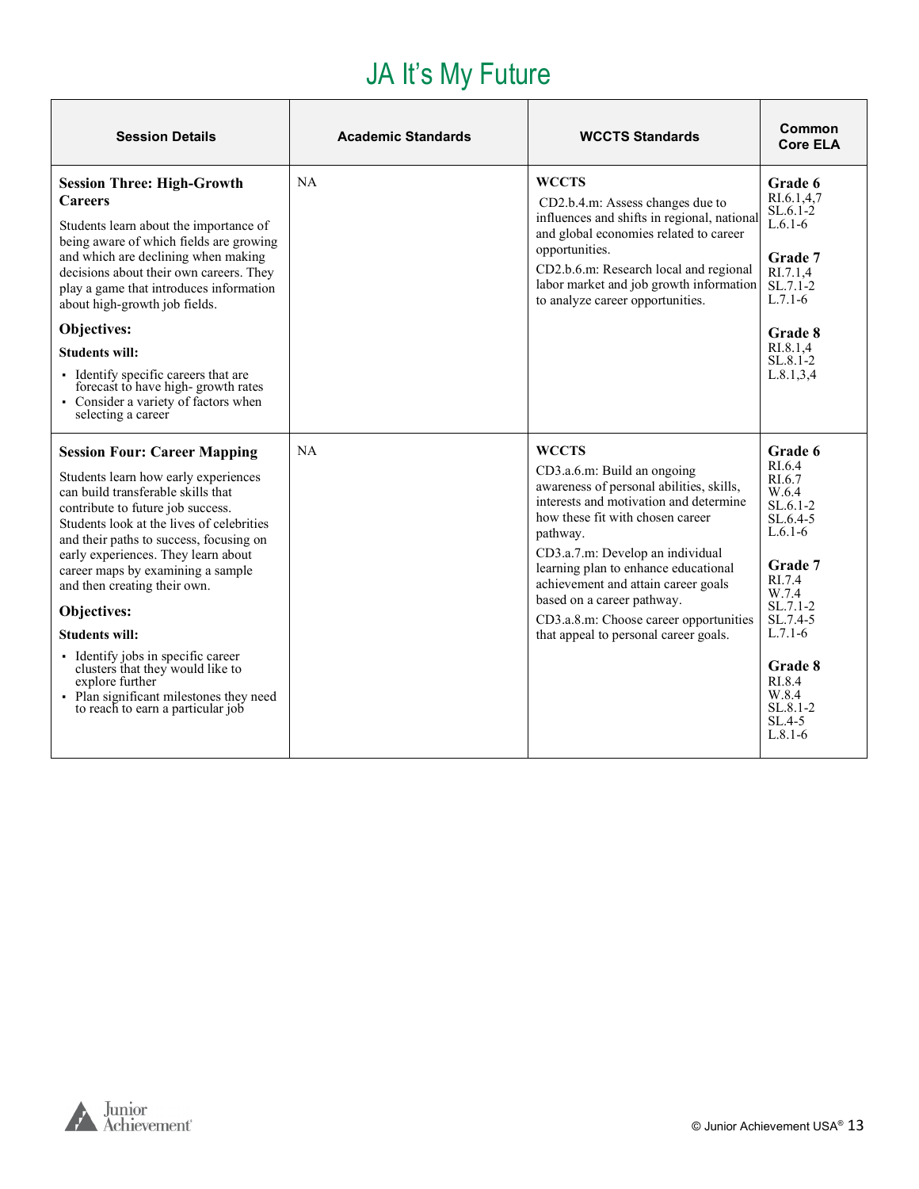# JA It's My Future

| Session Details | Academic Standards | WCCTS Standards | Common Core ELA |
|---|---|---|---|
| **Session Three: High-Growth Careers**<br><br>Students learn about the importance of being aware of which fields are growing and which are declining when making decisions about their own careers. They play a game that introduces information about high-growth job fields.<br><br>**Objectives:**<br><br>**Students will:**<br><br>▪ Identify specific careers that are forecast to have high- growth rates<br>▪ Consider a variety of factors when selecting a career | NA | **WCCTS**<br><br>CD2.b.4.m: Assess changes due to influences and shifts in regional, national and global economies related to career opportunities.<br><br>CD2.b.6.m: Research local and regional labor market and job growth information to analyze career opportunities. | **Grade 6**<br>RI.6.1,4,7<br>SL.6.1-2<br>L.6.1-6<br><br>**Grade 7**<br>RI.7.1,4<br>SL.7.1-2<br>L.7.1-6<br><br>**Grade 8**<br>RI.8.1,4<br>SL.8.1-2<br>L.8.1,3,4 |
| **Session Four: Career Mapping**<br><br>Students learn how early experiences can build transferable skills that contribute to future job success. Students look at the lives of celebrities and their paths to success, focusing on early experiences. They learn about career maps by examining a sample and then creating their own.<br><br>**Objectives:**<br><br>**Students will:**<br><br>▪ Identify jobs in specific career clusters that they would like to explore further<br>▪ Plan significant milestones they need to reach to earn a particular job | NA | **WCCTS**<br><br>CD3.a.6.m: Build an ongoing awareness of personal abilities, skills, interests and motivation and determine how these fit with chosen career pathway.<br><br>CD3.a.7.m: Develop an individual learning plan to enhance educational achievement and attain career goals based on a career pathway.<br><br>CD3.a.8.m: Choose career opportunities that appeal to personal career goals. | **Grade 6**<br>RI.6.4<br>RI.6.7<br>W.6.4<br>SL.6.1-2<br>SL.6.4-5<br>L.6.1-6<br><br>**Grade 7**<br>RI.7.4<br>W.7.4<br>SL.7.1-2<br>SL.7.4-5<br>L.7.1-6<br><br>**Grade 8**<br>RI.8.4<br>W.8.4<br>SL.8.1-2<br>SL.4-5<br>L.8.1-6 |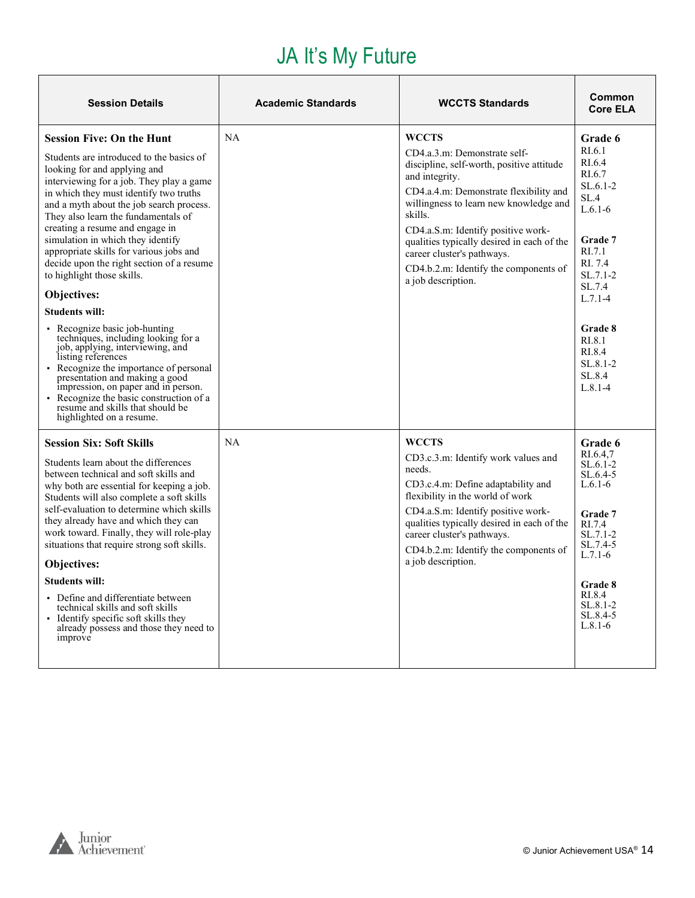# JA It's My Future

| Session Details | Academic Standards | WCCTS Standards | Common Core ELA |
| --- | --- | --- | --- |
| **Session Five: On the Hunt**<br><br>Students are introduced to the basics of looking for and applying and interviewing for a job. They play a game in which they must identify two truths and a myth about the job search process. They also learn the fundamentals of creating a resume and engage in simulation in which they identify appropriate skills for various jobs and decide upon the right section of a resume to highlight those skills.<br><br>**Objectives:**<br><br>**Students will:**<br><br>• Recognize basic job-hunting techniques, including looking for a job, applying, interviewing, and listing references<br>• Recognize the importance of personal presentation and making a good impression, on paper and in person.<br>• Recognize the basic construction of a resume and skills that should be highlighted on a resume. | NA | **WCCTS**<br><br>CD4.a.3.m: Demonstrate self-discipline, self-worth, positive attitude and integrity.<br><br>CD4.a.4.m: Demonstrate flexibility and willingness to learn new knowledge and skills.<br><br>CD4.a.S.m: Identify positive work-qualities typically desired in each of the career cluster's pathways.<br><br>CD4.b.2.m: Identify the components of a job description. | **Grade 6**<br>RI.6.1<br>RI.6.4<br>RI.6.7<br>SL.6.1-2<br>SL.4<br>L.6.1-6<br><br>**Grade 7**<br>RI.7.1<br>RI. 7.4<br>SL.7.1-2<br>SL.7.4<br>L.7.1-4<br><br>**Grade 8**<br>RI.8.1<br>RI.8.4<br>SL.8.1-2<br>SL.8.4<br>L.8.1-4 |
| **Session Six: Soft Skills**<br><br>Students learn about the differences between technical and soft skills and why both are essential for keeping a job. Students will also complete a soft skills self-evaluation to determine which skills they already have and which they can work toward. Finally, they will role-play situations that require strong soft skills.<br><br>**Objectives:**<br><br>**Students will:**<br><br>• Define and differentiate between technical skills and soft skills<br>• Identify specific soft skills they already possess and those they need to improve | NA | **WCCTS**<br><br>CD3.c.3.m: Identify work values and needs.<br><br>CD3.c.4.m: Define adaptability and flexibility in the world of work<br><br>CD4.a.S.m: Identify positive work-qualities typically desired in each of the career cluster's pathways.<br><br>CD4.b.2.m: Identify the components of a job description. | **Grade 6**<br>RI.6.4,7<br>SL.6.1-2<br>SL.6.4-5<br>L.6.1-6<br><br>**Grade 7**<br>RI.7.4<br>SL.7.1-2<br>SL.7.4-5<br>L.7.1-6<br><br>**Grade 8**<br>RI.8.4<br>SL.8.1-2<br>SL.8.4-5<br>L.8.1-6 |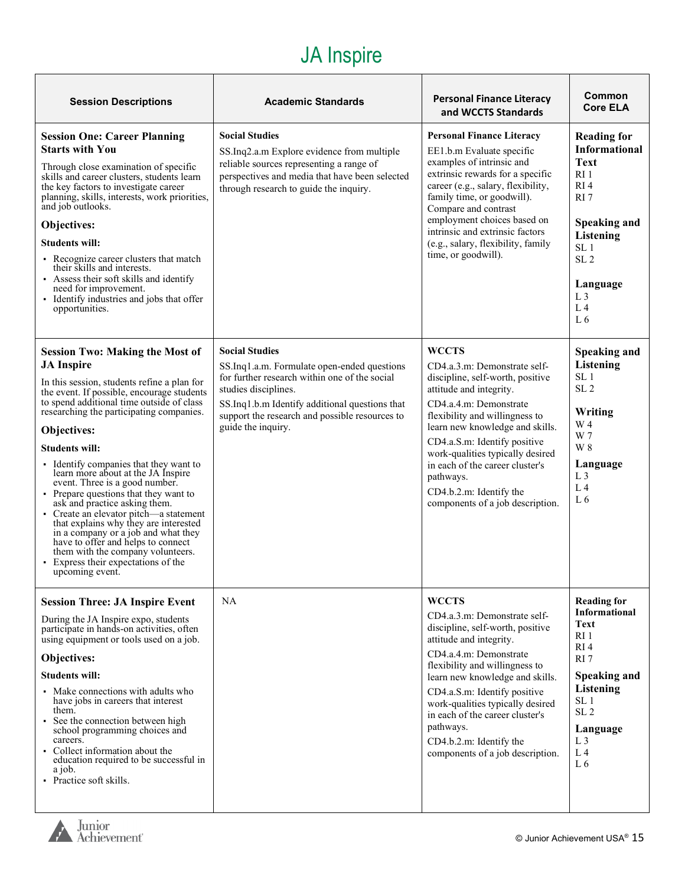# JA Inspire

| Session Descriptions | Academic Standards | Personal Finance Literacy and WCCTS Standards | Common Core ELA |
|---|---|---|---|
| **Session One: Career Planning Starts with You**<br><br>Through close examination of specific skills and career clusters, students learn the key factors to investigate career planning, skills, interests, work priorities, and job outlooks.<br><br>**Objectives:**<br><br>**Students will:**<br><br>▪ Recognize career clusters that match their skills and interests.<br>▪ Assess their soft skills and identify need for improvement.<br>▪ Identify industries and jobs that offer opportunities. | **Social Studies**<br><br>SS.Inq2.a.m Explore evidence from multiple reliable sources representing a range of perspectives and media that have been selected through research to guide the inquiry. | **Personal Finance Literacy**<br><br>EE1.b.m Evaluate specific examples of intrinsic and extrinsic rewards for a specific career (e.g., salary, flexibility, family time, or goodwill). Compare and contrast employment choices based on intrinsic and extrinsic factors (e.g., salary, flexibility, family time, or goodwill). | **Reading for Informational Text**<br>RI 1<br>RI 4<br>RI 7<br><br>**Speaking and Listening**<br>SL 1<br>SL 2<br><br>**Language**<br>L 3<br>L 4<br>L 6 |
| **Session Two: Making the Most of JA Inspire**<br><br>In this session, students refine a plan for the event. If possible, encourage students to spend additional time outside of class researching the participating companies.<br><br>**Objectives:**<br><br>**Students will:**<br><br>▪ Identify companies that they want to learn more about at the JA Inspire event. Three is a good number.<br>▪ Prepare questions that they want to ask and practice asking them.<br>▪ Create an elevator pitch—a statement that explains why they are interested in a company or a job and what they have to offer and helps to connect them with the company volunteers.<br>▪ Express their expectations of the upcoming event. | **Social Studies**<br><br>SS.Inq1.a.m. Formulate open-ended questions for further research within one of the social studies disciplines.<br><br>SS.Inq1.b.m Identify additional questions that support the research and possible resources to guide the inquiry. | **WCCTS**<br><br>CD4.a.3.m: Demonstrate self-discipline, self-worth, positive attitude and integrity.<br><br>CD4.a.4.m: Demonstrate flexibility and willingness to learn new knowledge and skills.<br><br>CD4.a.S.m: Identify positive work-qualities typically desired in each of the career cluster's pathways.<br><br>CD4.b.2.m: Identify the components of a job description. | **Speaking and Listening**<br>SL 1<br>SL 2<br><br>**Writing**<br>W 4<br>W 7<br>W 8<br><br>**Language**<br>L 3<br>L 4<br>L 6 |
| **Session Three: JA Inspire Event**<br><br>During the JA Inspire expo, students participate in hands-on activities, often using equipment or tools used on a job.<br><br>**Objectives:**<br><br>**Students will:**<br><br>▪ Make connections with adults who have jobs in careers that interest them.<br>▪ See the connection between high school programming choices and careers.<br>▪ Collect information about the education required to be successful in a job.<br>▪ Practice soft skills. | NA | **WCCTS**<br><br>CD4.a.3.m: Demonstrate self-discipline, self-worth, positive attitude and integrity.<br><br>CD4.a.4.m: Demonstrate flexibility and willingness to learn new knowledge and skills.<br><br>CD4.a.S.m: Identify positive work-qualities typically desired in each of the career cluster's pathways.<br><br>CD4.b.2.m: Identify the components of a job description. | **Reading for Informational Text**<br>RI 1<br>RI 4<br>RI 7<br><br>**Speaking and Listening**<br>SL 1<br>SL 2<br><br>**Language**<br>L 3<br>L 4<br>L 6 |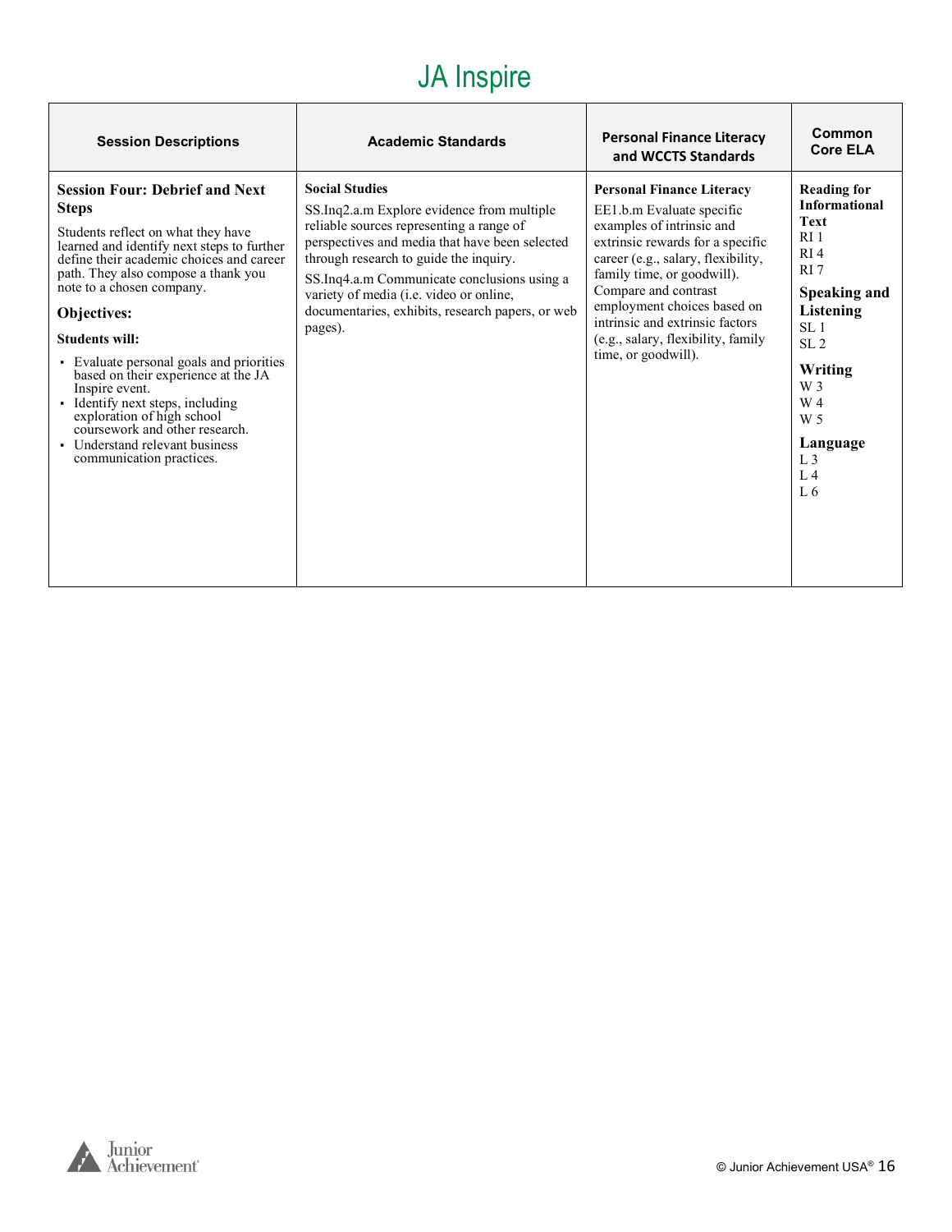# JA Inspire

| Session Descriptions | Academic Standards | Personal Finance Literacy and WCCTS Standards | Common Core ELA |
|---|---|---|---|
| **Session Four: Debrief and Next Steps**<br>Students reflect on what they have learned and identify next steps to further define their academic choices and career path. They also compose a thank you note to a chosen company.<br>**Objectives:**<br>**Students will:**<br>▪ Evaluate personal goals and priorities based on their experience at the JA Inspire event.<br>▪ Identify next steps, including exploration of high school coursework and other research.<br>▪ Understand relevant business communication practices. | **Social Studies**<br>SS.Inq2.a.m Explore evidence from multiple reliable sources representing a range of perspectives and media that have been selected through research to guide the inquiry.<br>SS.Inq4.a.m Communicate conclusions using a variety of media (i.e. video or online, documentaries, exhibits, research papers, or web pages). | **Personal Finance Literacy**<br>EE1.b.m Evaluate specific examples of intrinsic and extrinsic rewards for a specific career (e.g., salary, flexibility, family time, or goodwill). Compare and contrast employment choices based on intrinsic and extrinsic factors (e.g., salary, flexibility, family time, or goodwill). | **Reading for Informational Text**<br>RI 1<br>RI 4<br>RI 7<br>**Speaking and Listening**<br>SL 1<br>SL 2<br>**Writing**<br>W 3<br>W 4<br>W 5<br>**Language**<br>L 3<br>L 4<br>L 6 |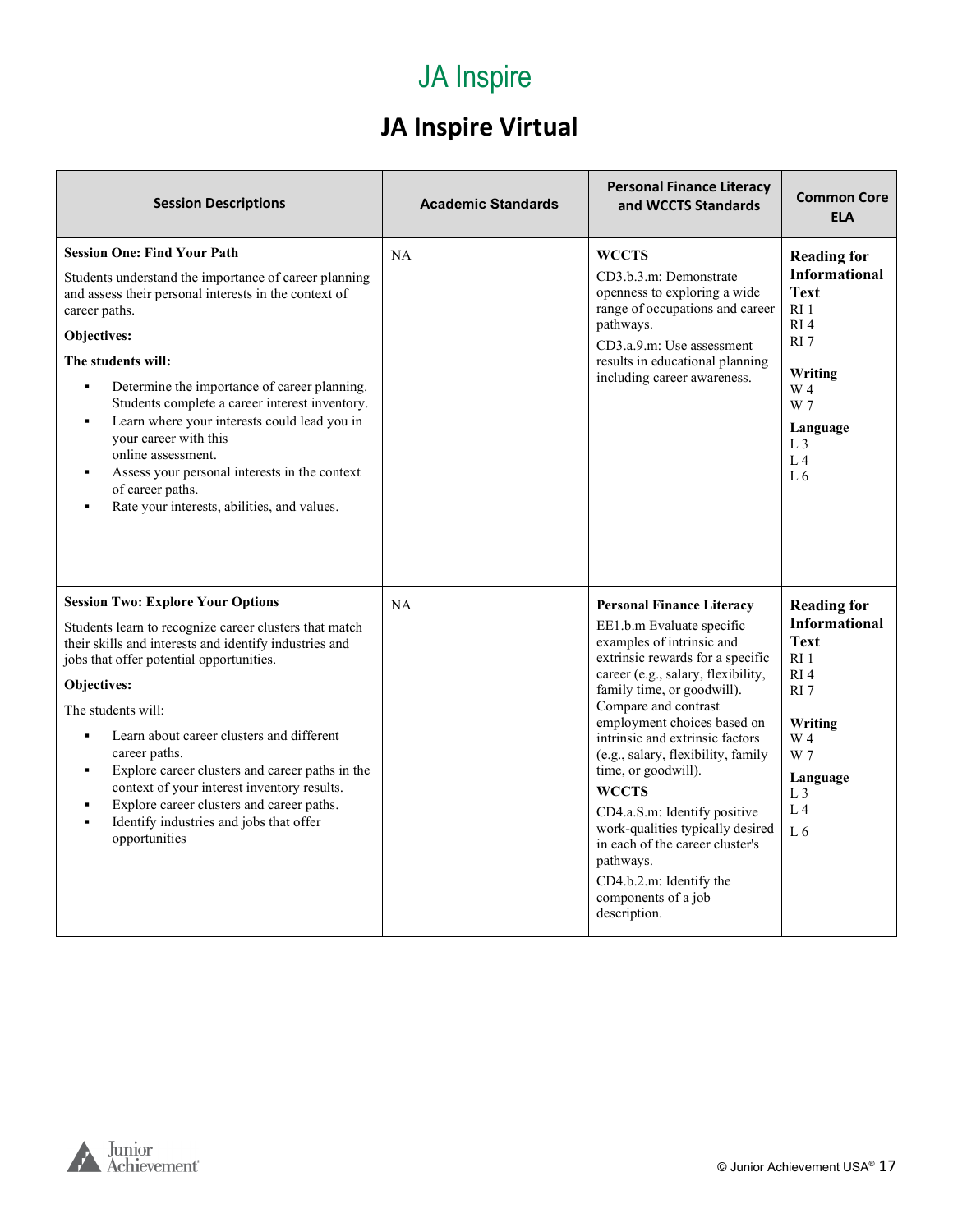# JA Inspire

## JA Inspire Virtual

| Session Descriptions | Academic Standards | Personal Finance Literacy and WCCTS Standards | Common Core ELA |
|---|---|---|---|
| **Session One: Find Your Path**<br>Students understand the importance of career planning and assess their personal interests in the context of career paths.<br>**Objectives:**<br>**The students will:**<br>▪ Determine the importance of career planning. Students complete a career interest inventory.<br>▪ Learn where your interests could lead you in your career with this online assessment.<br>▪ Assess your personal interests in the context of career paths.<br>▪ Rate your interests, abilities, and values. | NA | **WCCTS**<br>CD3.b.3.m: Demonstrate openness to exploring a wide range of occupations and career pathways.<br>CD3.a.9.m: Use assessment results in educational planning including career awareness. | **Reading for Informational Text**<br>RI 1<br>RI 4<br>RI 7<br>**Writing**<br>W 4<br>W 7<br>**Language**<br>L 3<br>L 4<br>L 6 |
| **Session Two: Explore Your Options**<br>Students learn to recognize career clusters that match their skills and interests and identify industries and jobs that offer potential opportunities.<br>**Objectives:**<br>The students will:<br>▪ Learn about career clusters and different career paths.<br>▪ Explore career clusters and career paths in the context of your interest inventory results.<br>▪ Explore career clusters and career paths.<br>▪ Identify industries and jobs that offer opportunities | NA | **Personal Finance Literacy**<br>EE1.b.m Evaluate specific examples of intrinsic and extrinsic rewards for a specific career (e.g., salary, flexibility, family time, or goodwill). Compare and contrast employment choices based on intrinsic and extrinsic factors (e.g., salary, flexibility, family time, or goodwill).<br>**WCCTS**<br>CD4.a.S.m: Identify positive work-qualities typically desired in each of the career cluster's pathways.<br>CD4.b.2.m: Identify the components of a job description. | **Reading for Informational Text**<br>RI 1<br>RI 4<br>RI 7<br>**Writing**<br>W 4<br>W 7<br>**Language**<br>L 3<br>L 4<br>L 6 |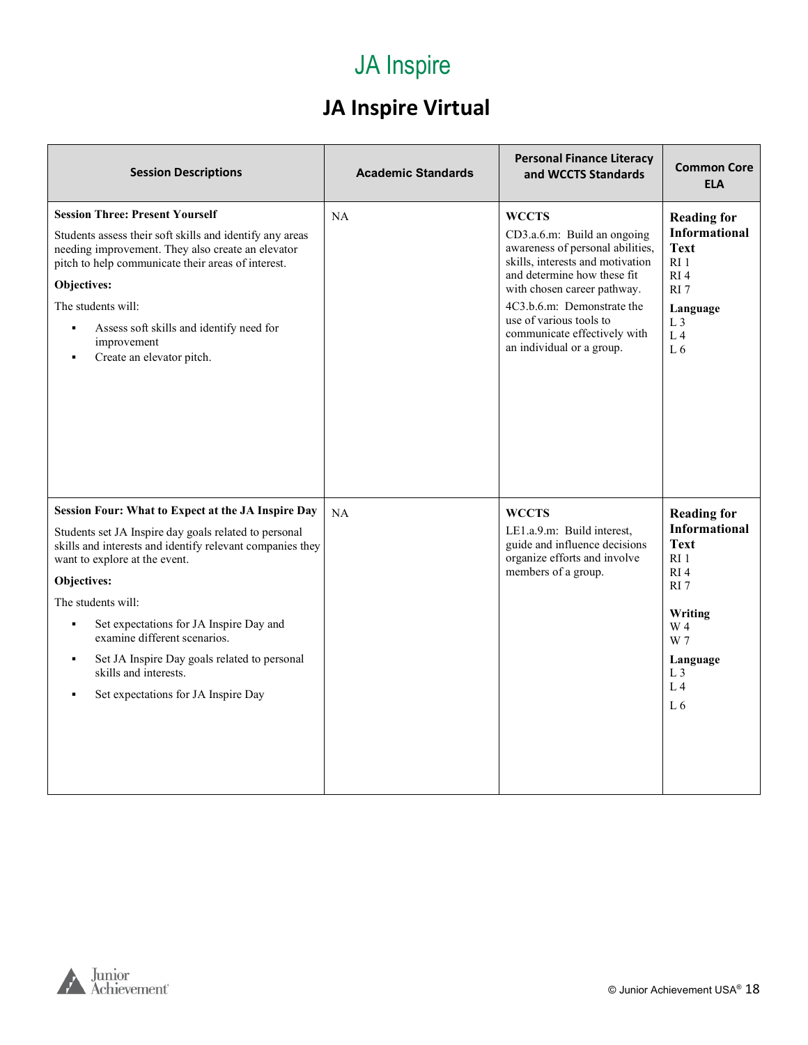# JA Inspire

## JA Inspire Virtual

| Session Descriptions | Academic Standards | Personal Finance Literacy and WCCTS Standards | Common Core ELA |
| --- | --- | --- | --- |
| **Session Three: Present Yourself**<br>Students assess their soft skills and identify any areas needing improvement. They also create an elevator pitch to help communicate their areas of interest.<br>**Objectives:**<br>The students will:<br>▪ Assess soft skills and identify need for improvement<br>▪ Create an elevator pitch. | NA | **WCCTS**<br>CD3.a.6.m: Build an ongoing awareness of personal abilities, skills, interests and motivation and determine how these fit with chosen career pathway.<br>4C3.b.6.m: Demonstrate the use of various tools to communicate effectively with an individual or a group. | **Reading for Informational Text**<br>RI 1<br>RI 4<br>RI 7<br>**Language**<br>L 3<br>L 4<br>L 6 |
| **Session Four: What to Expect at the JA Inspire Day**<br>Students set JA Inspire day goals related to personal skills and interests and identify relevant companies they want to explore at the event.<br>**Objectives:**<br>The students will:<br>▪ Set expectations for JA Inspire Day and examine different scenarios.<br>▪ Set JA Inspire Day goals related to personal skills and interests.<br>▪ Set expectations for JA Inspire Day | NA | **WCCTS**<br>LE1.a.9.m: Build interest, guide and influence decisions organize efforts and involve members of a group. | **Reading for Informational Text**<br>RI 1<br>RI 4<br>RI 7<br>**Writing**<br>W 4<br>W 7<br>**Language**<br>L 3<br>L 4<br>L 6 |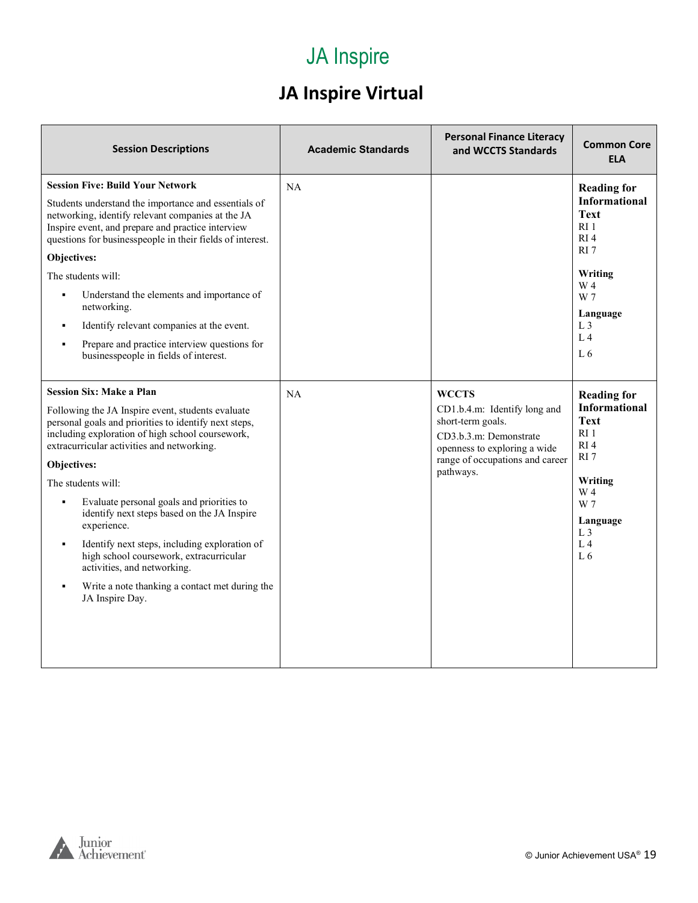# JA Inspire

## JA Inspire Virtual

| Session Descriptions | Academic Standards | Personal Finance Literacy and WCCTS Standards | Common Core ELA |
| --- | --- | --- | --- |
| **Session Five: Build Your Network**<br><br>Students understand the importance and essentials of networking, identify relevant companies at the JA Inspire event, and prepare and practice interview questions for businesspeople in their fields of interest.<br><br>**Objectives:**<br><br>The students will:<br>▪ Understand the elements and importance of networking.<br>▪ Identify relevant companies at the event.<br>▪ Prepare and practice interview questions for businesspeople in fields of interest. | NA | | **Reading for Informational Text**<br>RI 1<br>RI 4<br>RI 7<br><br>**Writing**<br>W 4<br>W 7<br><br>**Language**<br>L 3<br>L 4<br>L 6 |
| **Session Six: Make a Plan**<br><br>Following the JA Inspire event, students evaluate personal goals and priorities to identify next steps, including exploration of high school coursework, extracurricular activities and networking.<br><br>**Objectives:**<br><br>The students will:<br>▪ Evaluate personal goals and priorities to identify next steps based on the JA Inspire experience.<br>▪ Identify next steps, including exploration of high school coursework, extracurricular activities, and networking.<br>▪ Write a note thanking a contact met during the JA Inspire Day. | NA | **WCCTS**<br>CD1.b.4.m: Identify long and short-term goals.<br>CD3.b.3.m: Demonstrate openness to exploring a wide range of occupations and career pathways. | **Reading for Informational Text**<br>RI 1<br>RI 4<br>RI 7<br><br>**Writing**<br>W 4<br>W 7<br><br>**Language**<br>L 3<br>L 4<br>L 6 |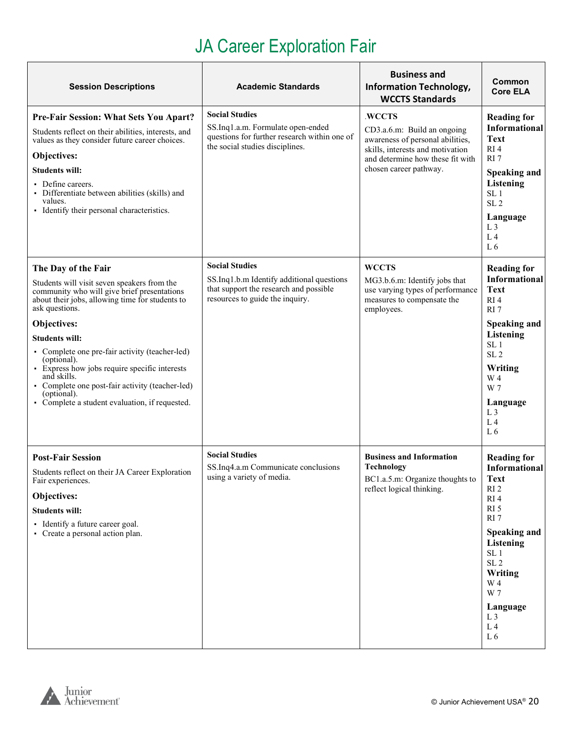# JA Career Exploration Fair

| Session Descriptions | Academic Standards | Business and Information Technology, WCCTS Standards | Common Core ELA |
|---|---|---|---|
| **Pre-Fair Session: What Sets You Apart?**<br>Students reflect on their abilities, interests, and values as they consider future career choices.<br>**Objectives:**<br>**Students will:**<br>▪ Define careers.<br>▪ Differentiate between abilities (skills) and values.<br>▪ Identify their personal characteristics. | **Social Studies**<br>SS.Inq1.a.m. Formulate open-ended questions for further research within one of the social studies disciplines. | .**WCCTS**<br>CD3.a.6.m: Build an ongoing awareness of personal abilities, skills, interests and motivation and determine how these fit with chosen career pathway. | **Reading for Informational Text**<br>RI 4<br>RI 7<br>**Speaking and Listening**<br>SL 1<br>SL 2<br>**Language**<br>L 3<br>L 4<br>L 6 |
| **The Day of the Fair**<br>Students will visit seven speakers from the community who will give brief presentations about their jobs, allowing time for students to ask questions.<br>**Objectives:**<br>**Students will:**<br>▪ Complete one pre-fair activity (teacher-led) (optional).<br>▪ Express how jobs require specific interests and skills.<br>▪ Complete one post-fair activity (teacher-led) (optional).<br>▪ Complete a student evaluation, if requested. | **Social Studies**<br>SS.Inq1.b.m Identify additional questions that support the research and possible resources to guide the inquiry. | **WCCTS**<br>MG3.b.6.m: Identify jobs that use varying types of performance measures to compensate the employees. | **Reading for Informational Text**<br>RI 4<br>RI 7<br>**Speaking and Listening**<br>SL 1<br>SL 2<br>**Writing**<br>W 4<br>W 7<br>**Language**<br>L 3<br>L 4<br>L 6 |
| **Post-Fair Session**<br>Students reflect on their JA Career Exploration Fair experiences.<br>**Objectives:**<br>**Students will:**<br>▪ Identify a future career goal.<br>▪ Create a personal action plan. | **Social Studies**<br>SS.Inq4.a.m Communicate conclusions using a variety of media. | **Business and Information Technology**<br>BC1.a.5.m: Organize thoughts to reflect logical thinking. | **Reading for Informational Text**<br>RI 2<br>RI 4<br>RI 5<br>RI 7<br>**Speaking and Listening**<br>SL 1<br>SL 2<br>**Writing**<br>W 4<br>W 7<br>**Language**<br>L 3<br>L 4<br>L 6 |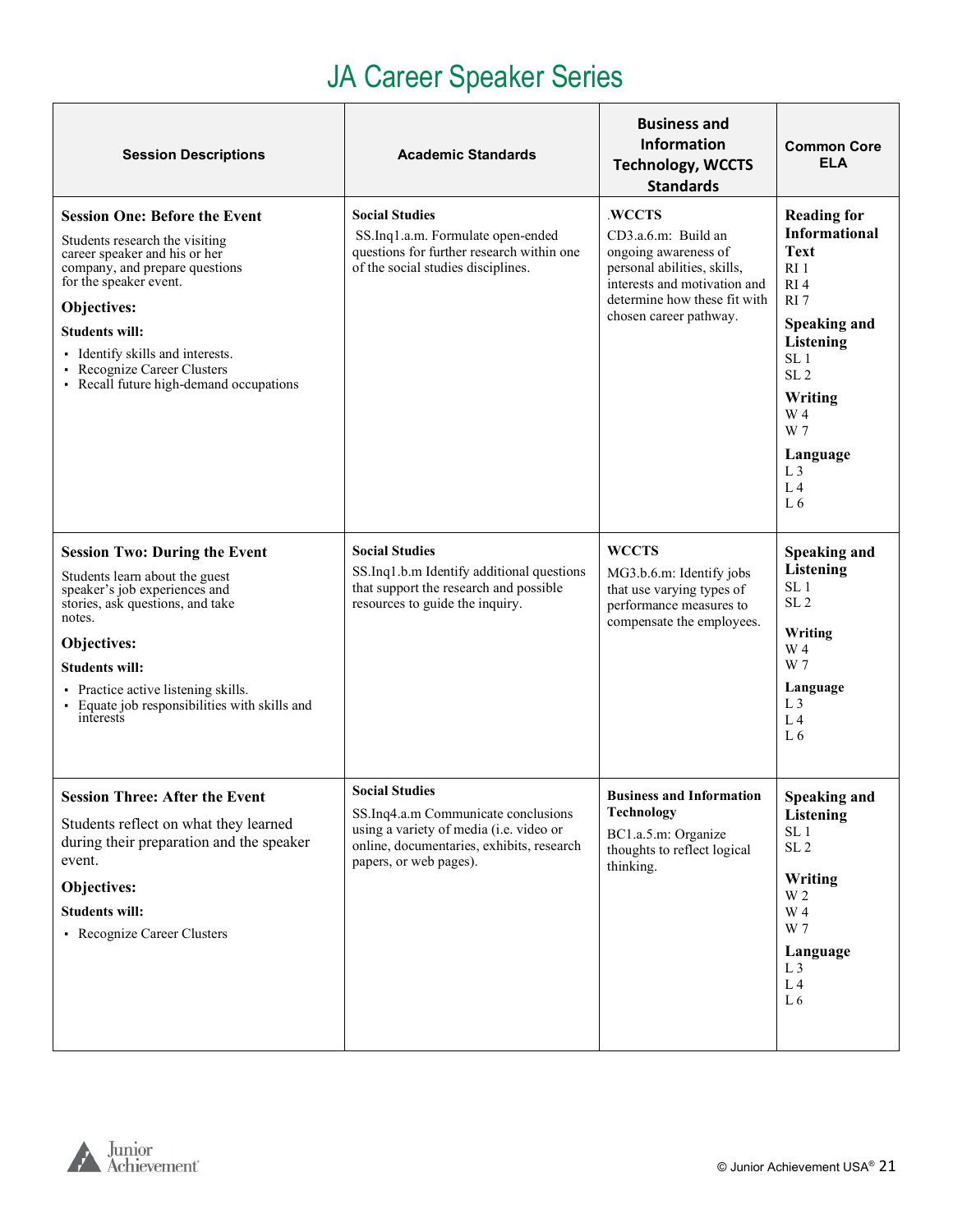# JA Career Speaker Series

| Session Descriptions | Academic Standards | Business and Information Technology, WCCTS Standards | Common Core ELA |
|---|---|---|---|
| **Session One: Before the Event**<br><br>Students research the visiting career speaker and his or her company, and prepare questions for the speaker event.<br><br>**Objectives:**<br><br>**Students will:**<br>▪ Identify skills and interests.<br>▪ Recognize Career Clusters<br>▪ Recall future high-demand occupations | **Social Studies**<br>SS.Inq1.a.m. Formulate open-ended questions for further research within one of the social studies disciplines. | **.WCCTS**<br>CD3.a.6.m: Build an ongoing awareness of personal abilities, skills, interests and motivation and determine how these fit with chosen career pathway. | **Reading for Informational Text**<br>RI 1<br>RI 4<br>RI 7<br><br>**Speaking and Listening**<br>SL 1<br>SL 2<br><br>**Writing**<br>W 4<br>W 7<br><br>**Language**<br>L 3<br>L 4<br>L 6 |
| **Session Two: During the Event**<br><br>Students learn about the guest speaker's job experiences and stories, ask questions, and take notes.<br><br>**Objectives:**<br><br>**Students will:**<br>▪ Practice active listening skills.<br>▪ Equate job responsibilities with skills and interests | **Social Studies**<br>SS.Inq1.b.m Identify additional questions that support the research and possible resources to guide the inquiry. | **WCCTS**<br>MG3.b.6.m: Identify jobs that use varying types of performance measures to compensate the employees. | **Speaking and Listening**<br>SL 1<br>SL 2<br><br>**Writing**<br>W 4<br>W 7<br><br>**Language**<br>L 3<br>L 4<br>L 6 |
| **Session Three: After the Event**<br><br>Students reflect on what they learned during their preparation and the speaker event.<br><br>**Objectives:**<br><br>**Students will:**<br>▪ Recognize Career Clusters | **Social Studies**<br>SS.Inq4.a.m Communicate conclusions using a variety of media (i.e. video or online, documentaries, exhibits, research papers, or web pages). | **Business and Information Technology**<br>BC1.a.5.m: Organize thoughts to reflect logical thinking. | **Speaking and Listening**<br>SL 1<br>SL 2<br><br>**Writing**<br>W 2<br>W 4<br>W 7<br><br>**Language**<br>L 3<br>L 4<br>L 6 |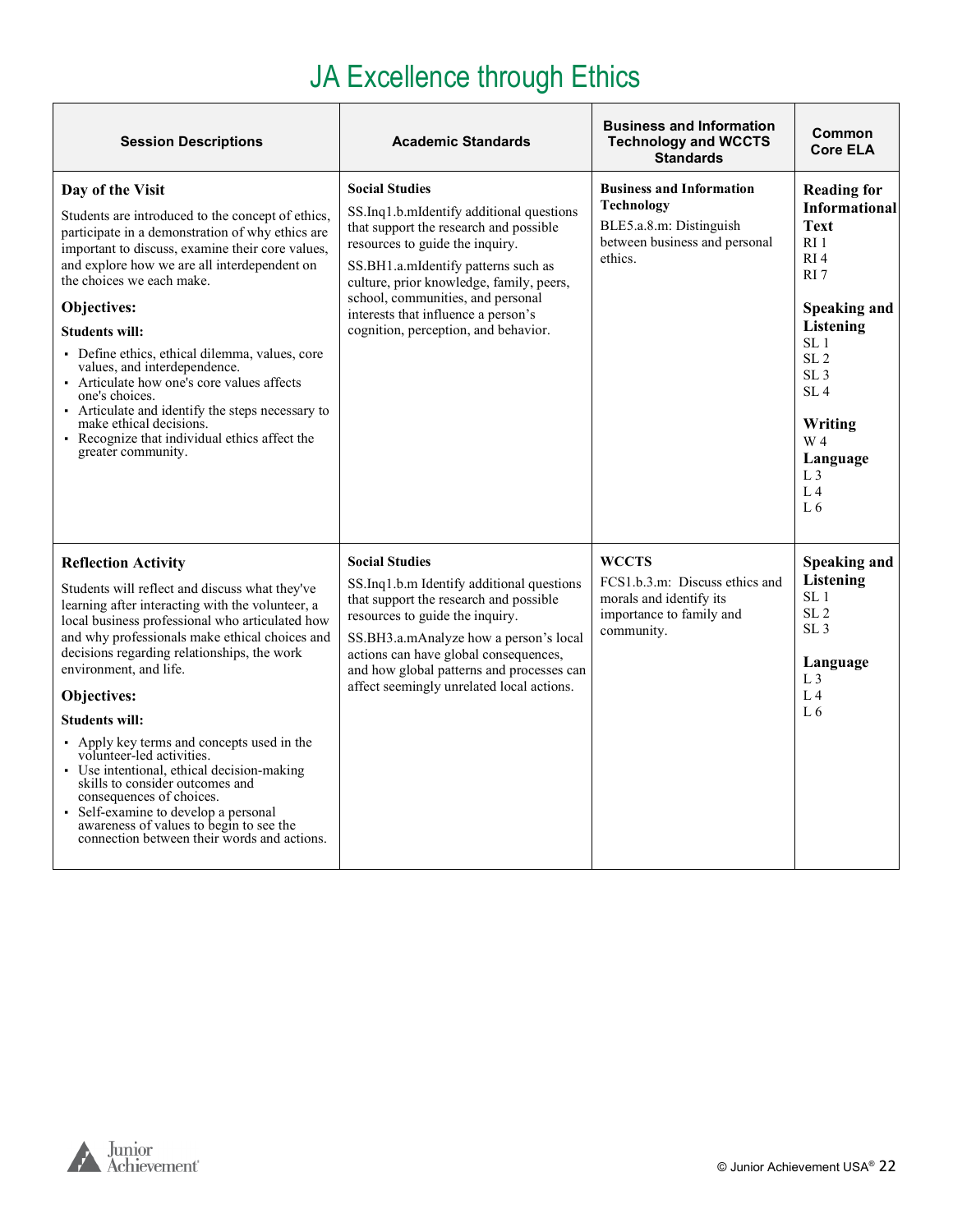# JA Excellence through Ethics

| Session Descriptions | Academic Standards | Business and Information Technology and WCCTS Standards | Common Core ELA |
|---|---|---|---|
| **Day of the Visit**<br>Students are introduced to the concept of ethics, participate in a demonstration of why ethics are important to discuss, examine their core values, and explore how we are all interdependent on the choices we each make.<br>**Objectives:**<br>**Students will:**<br>▪ Define ethics, ethical dilemma, values, core values, and interdependence.<br>▪ Articulate how one's core values affects one's choices.<br>▪ Articulate and identify the steps necessary to make ethical decisions.<br>▪ Recognize that individual ethics affect the greater community. | **Social Studies**<br>SS.Inq1.b.mIdentify additional questions that support the research and possible resources to guide the inquiry.<br>SS.BH1.a.mIdentify patterns such as culture, prior knowledge, family, peers, school, communities, and personal interests that influence a person's cognition, perception, and behavior. | **Business and Information Technology**<br>BLE5.a.8.m: Distinguish between business and personal ethics. | **Reading for Informational Text**<br>RI 1<br>RI 4<br>RI 7<br>**Speaking and Listening**<br>SL 1<br>SL 2<br>SL 3<br>SL 4<br>**Writing**<br>W 4<br>**Language**<br>L 3<br>L 4<br>L 6 |
| **Reflection Activity**<br>Students will reflect and discuss what they've learning after interacting with the volunteer, a local business professional who articulated how and why professionals make ethical choices and decisions regarding relationships, the work environment, and life.<br>**Objectives:**<br>**Students will:**<br>▪ Apply key terms and concepts used in the volunteer-led activities.<br>▪ Use intentional, ethical decision-making skills to consider outcomes and consequences of choices.<br>▪ Self-examine to develop a personal awareness of values to begin to see the connection between their words and actions. | **Social Studies**<br>SS.Inq1.b.m Identify additional questions that support the research and possible resources to guide the inquiry.<br>SS.BH3.a.mAnalyze how a person's local actions can have global consequences, and how global patterns and processes can affect seemingly unrelated local actions. | **WCCTS**<br>FCS1.b.3.m: Discuss ethics and morals and identify its importance to family and community. | **Speaking and Listening**<br>SL 1<br>SL 2<br>SL 3<br>**Language**<br>L 3<br>L 4<br>L 6 |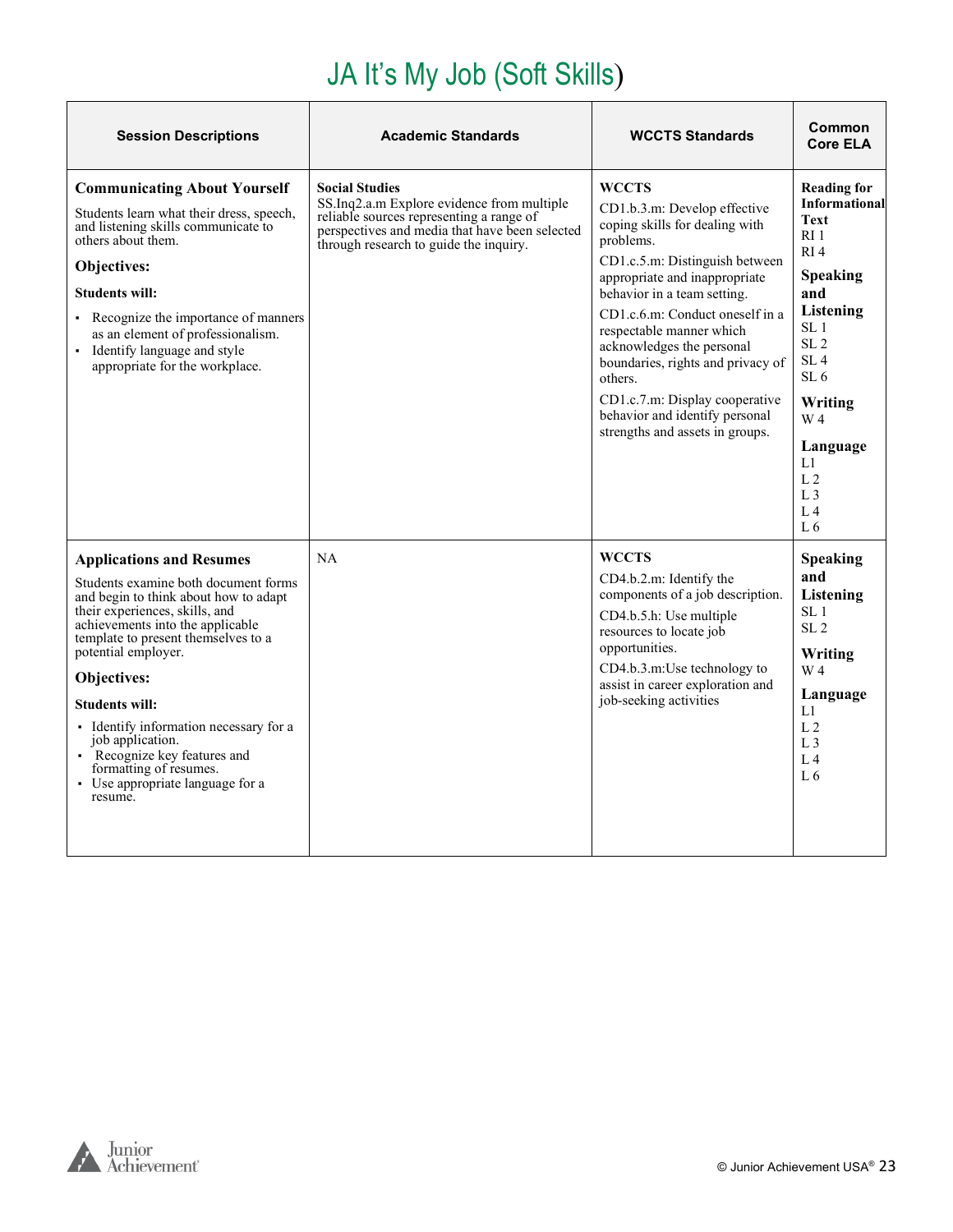# JA It's My Job (Soft Skills)

| Session Descriptions | Academic Standards | WCCTS Standards | Common Core ELA |
|---|---|---|---|
| **Communicating About Yourself**<br>Students learn what their dress, speech, and listening skills communicate to others about them.<br>**Objectives:**<br>**Students will:**<br>• Recognize the importance of manners as an element of professionalism.<br>• Identify language and style appropriate for the workplace. | **Social Studies**<br>SS.Inq2.a.m Explore evidence from multiple reliable sources representing a range of perspectives and media that have been selected through research to guide the inquiry. | **WCCTS**<br>CD1.b.3.m: Develop effective coping skills for dealing with problems.<br>CD1.c.5.m: Distinguish between appropriate and inappropriate behavior in a team setting.<br>CD1.c.6.m: Conduct oneself in a respectable manner which acknowledges the personal boundaries, rights and privacy of others.<br>CD1.c.7.m: Display cooperative behavior and identify personal strengths and assets in groups. | **Reading for Informational Text**<br>RI 1<br>RI 4<br>**Speaking and Listening**<br>SL 1<br>SL 2<br>SL 4<br>SL 6<br>**Writing**<br>W 4<br>**Language**<br>L1<br>L 2<br>L 3<br>L 4<br>L 6 |
| **Applications and Resumes**<br>Students examine both document forms and begin to think about how to adapt their experiences, skills, and achievements into the applicable template to present themselves to a potential employer.<br>**Objectives:**<br>**Students will:**<br>• Identify information necessary for a job application.<br>• Recognize key features and formatting of resumes.<br>• Use appropriate language for a resume. | NA | **WCCTS**<br>CD4.b.2.m: Identify the components of a job description.<br>CD4.b.5.h: Use multiple resources to locate job opportunities.<br>CD4.b.3.m:Use technology to assist in career exploration and job-seeking activities | **Speaking and Listening**<br>SL 1<br>SL 2<br>**Writing**<br>W 4<br>**Language**<br>L1<br>L 2<br>L 3<br>L 4<br>L 6 |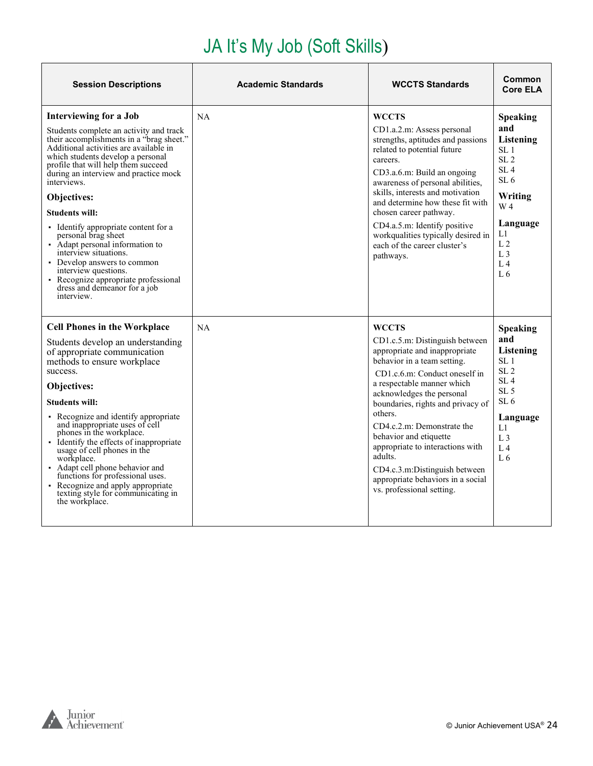# JA It's My Job (Soft Skills)

| Session Descriptions | Academic Standards | WCCTS Standards | Common Core ELA |
|---|---|---|---|
| **Interviewing for a Job**<br><br>Students complete an activity and track their accomplishments in a "brag sheet." Additional activities are available in which students develop a personal profile that will help them succeed during an interview and practice mock interviews.<br><br>**Objectives:**<br><br>**Students will:**<br>▪ Identify appropriate content for a personal brag sheet<br>▪ Adapt personal information to interview situations.<br>▪ Develop answers to common interview questions.<br>▪ Recognize appropriate professional dress and demeanor for a job interview. | NA | **WCCTS**<br>CD1.a.2.m: Assess personal strengths, aptitudes and passions related to potential future careers.<br>CD3.a.6.m: Build an ongoing awareness of personal abilities, skills, interests and motivation and determine how these fit with chosen career pathway.<br>CD4.a.5.m: Identify positive workqualities typically desired in each of the career cluster's pathways. | **Speaking and Listening**<br>SL 1<br>SL 2<br>SL 4<br>SL 6<br>**Writing**<br>W 4<br>**Language**<br>L1<br>L 2<br>L 3<br>L 4<br>L 6 |
| **Cell Phones in the Workplace**<br><br>Students develop an understanding of appropriate communication methods to ensure workplace success.<br><br>**Objectives:**<br><br>**Students will:**<br>▪ Recognize and identify appropriate and inappropriate uses of cell phones in the workplace.<br>▪ Identify the effects of inappropriate usage of cell phones in the workplace.<br>▪ Adapt cell phone behavior and functions for professional uses.<br>▪ Recognize and apply appropriate texting style for communicating in the workplace. | NA | **WCCTS**<br>CD1.c.5.m: Distinguish between appropriate and inappropriate behavior in a team setting.<br>CD1.c.6.m: Conduct oneself in a respectable manner which acknowledges the personal boundaries, rights and privacy of others.<br>CD4.c.2.m: Demonstrate the behavior and etiquette appropriate to interactions with adults.<br>CD4.c.3.m:Distinguish between appropriate behaviors in a social vs. professional setting. | **Speaking and Listening**<br>SL 1<br>SL 2<br>SL 4<br>SL 5<br>SL 6<br>**Language**<br>L1<br>L 3<br>L 4<br>L 6 |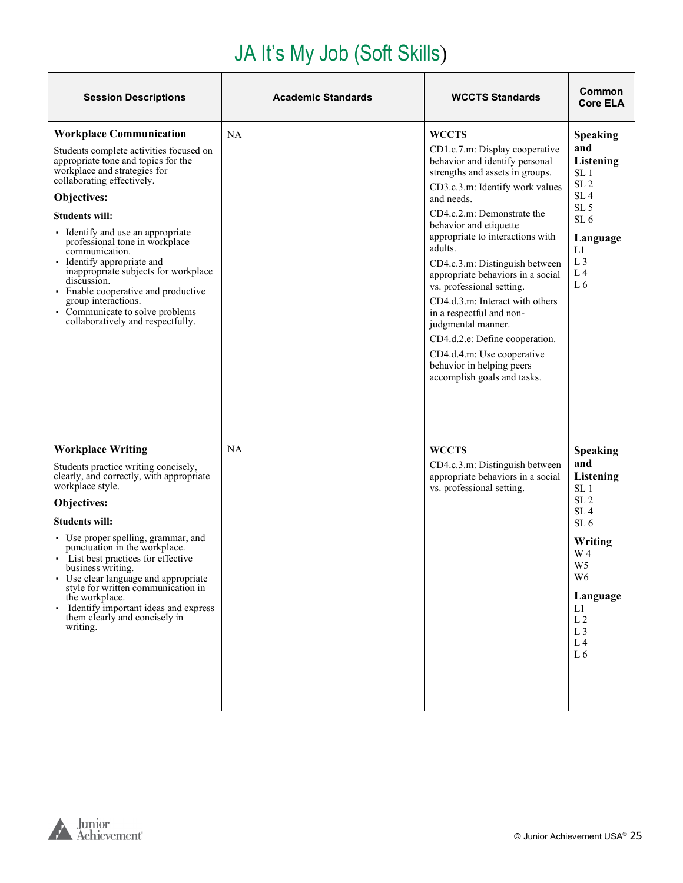# JA It's My Job (Soft Skills)

| Session Descriptions | Academic Standards | WCCTS Standards | Common Core ELA |
|---|---|---|---|
| **Workplace Communication**<br>Students complete activities focused on appropriate tone and topics for the workplace and strategies for collaborating effectively.<br>**Objectives:**<br>**Students will:**<br>▪ Identify and use an appropriate professional tone in workplace communication.<br>▪ Identify appropriate and inappropriate subjects for workplace discussion.<br>▪ Enable cooperative and productive group interactions.<br>▪ Communicate to solve problems collaboratively and respectfully. | NA | **WCCTS**<br>CD1.c.7.m: Display cooperative behavior and identify personal strengths and assets in groups.<br>CD3.c.3.m: Identify work values and needs.<br>CD4.c.2.m: Demonstrate the behavior and etiquette appropriate to interactions with adults.<br>CD4.c.3.m: Distinguish between appropriate behaviors in a social vs. professional setting.<br>CD4.d.3.m: Interact with others in a respectful and non-judgmental manner.<br>CD4.d.2.e: Define cooperation.<br>CD4.d.4.m: Use cooperative behavior in helping peers accomplish goals and tasks. | **Speaking and Listening**<br>SL 1<br>SL 2<br>SL 4<br>SL 5<br>SL 6<br>**Language**<br>L1<br>L 3<br>L 4<br>L 6 |
| **Workplace Writing**<br>Students practice writing concisely, clearly, and correctly, with appropriate workplace style.<br>**Objectives:**<br>**Students will:**<br>▪ Use proper spelling, grammar, and punctuation in the workplace.<br>▪ List best practices for effective business writing.<br>▪ Use clear language and appropriate style for written communication in the workplace.<br>▪ Identify important ideas and express them clearly and concisely in writing. | NA | **WCCTS**<br>CD4.c.3.m: Distinguish between appropriate behaviors in a social vs. professional setting. | **Speaking and Listening**<br>SL 1<br>SL 2<br>SL 4<br>SL 6<br>**Writing**<br>W 4<br>W5<br>W6<br>**Language**<br>L1<br>L 2<br>L 3<br>L 4<br>L 6 |

© Junior Achievement USA®